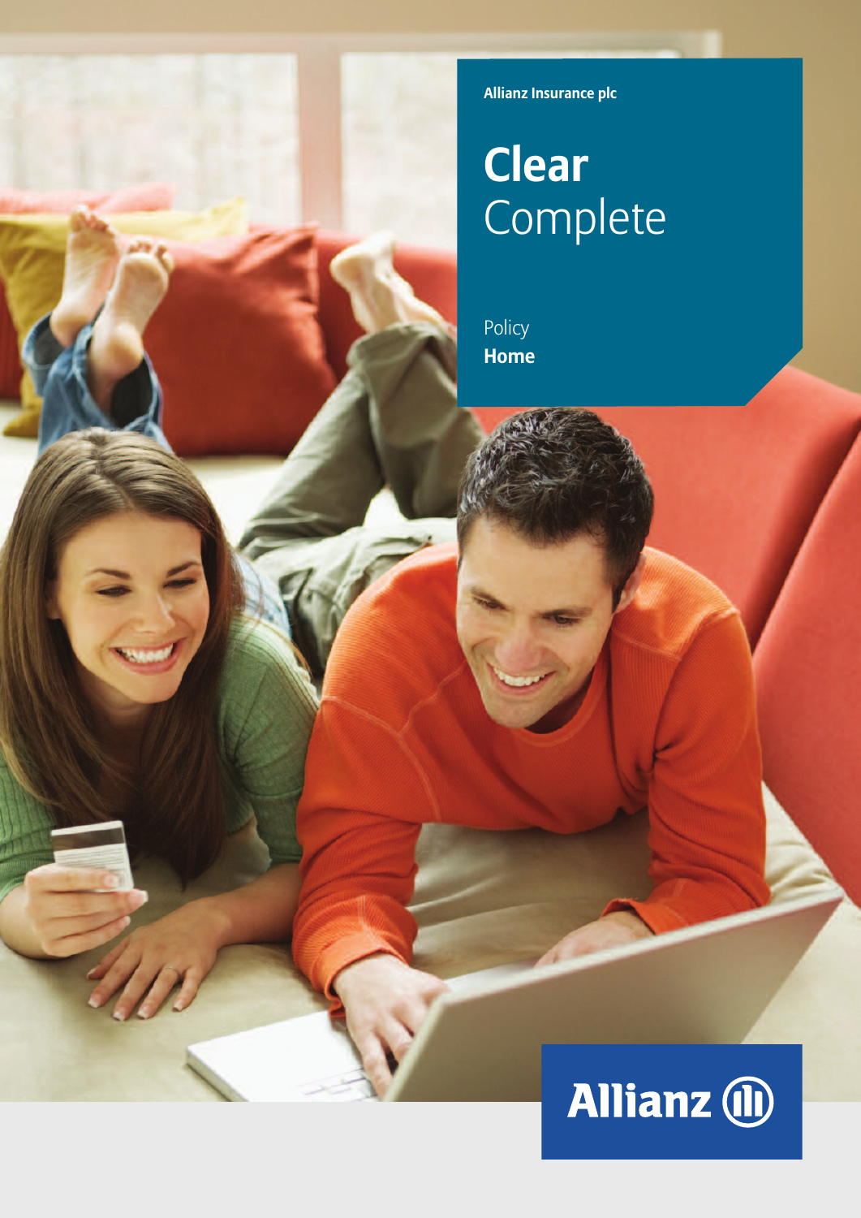Allianz Insurance plc

# **Clear** Complete

Policy
**Home**

Allianz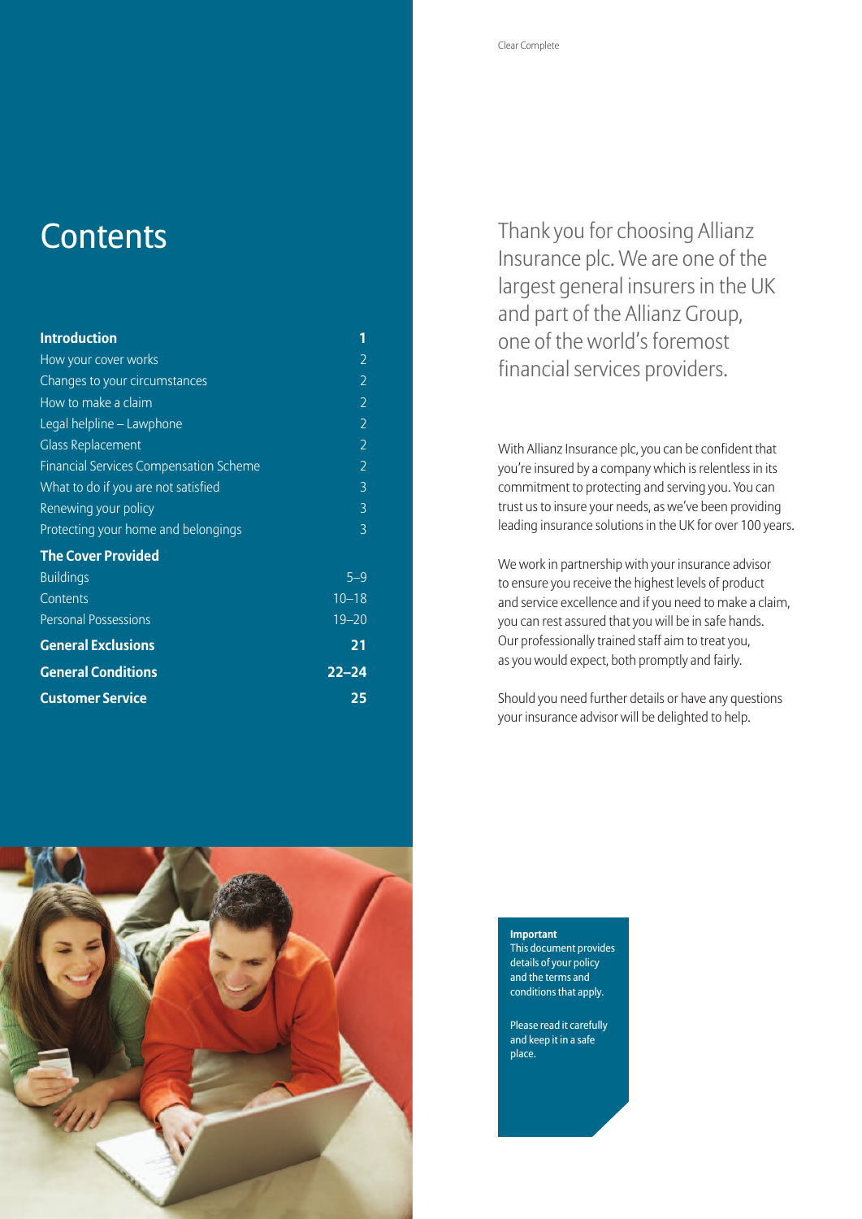# Contents

| | |
|---|---|
| **Introduction** | **1** |
| How your cover works | 2 |
| Changes to your circumstances | 2 |
| How to make a claim | 2 |
| Legal helpline – Lawphone | 2 |
| Glass Replacement | 2 |
| Financial Services Compensation Scheme | 2 |
| What to do if you are not satisfied | 3 |
| Renewing your policy | 3 |
| Protecting your home and belongings | 3 |
| **The Cover Provided** | |
| Buildings | 5–9 |
| Contents | 10–18 |
| Personal Possessions | 19–20 |
| **General Exclusions** | **21** |
| **General Conditions** | **22–24** |
| **Customer Service** | **25** |

Thank you for choosing Allianz Insurance plc. We are one of the largest general insurers in the UK and part of the Allianz Group, one of the world's foremost financial services providers.

With Allianz Insurance plc, you can be confident that you're insured by a company which is relentless in its commitment to protecting and serving you. You can trust us to insure your needs, as we've been providing leading insurance solutions in the UK for over 100 years.

We work in partnership with your insurance advisor to ensure you receive the highest levels of product and service excellence and if you need to make a claim, you can rest assured that you will be in safe hands. Our professionally trained staff aim to treat you, as you would expect, both promptly and fairly.

Should you need further details or have any questions your insurance advisor will be delighted to help.

**Important**
This document provides details of your policy and the terms and conditions that apply.

Please read it carefully and keep it in a safe place.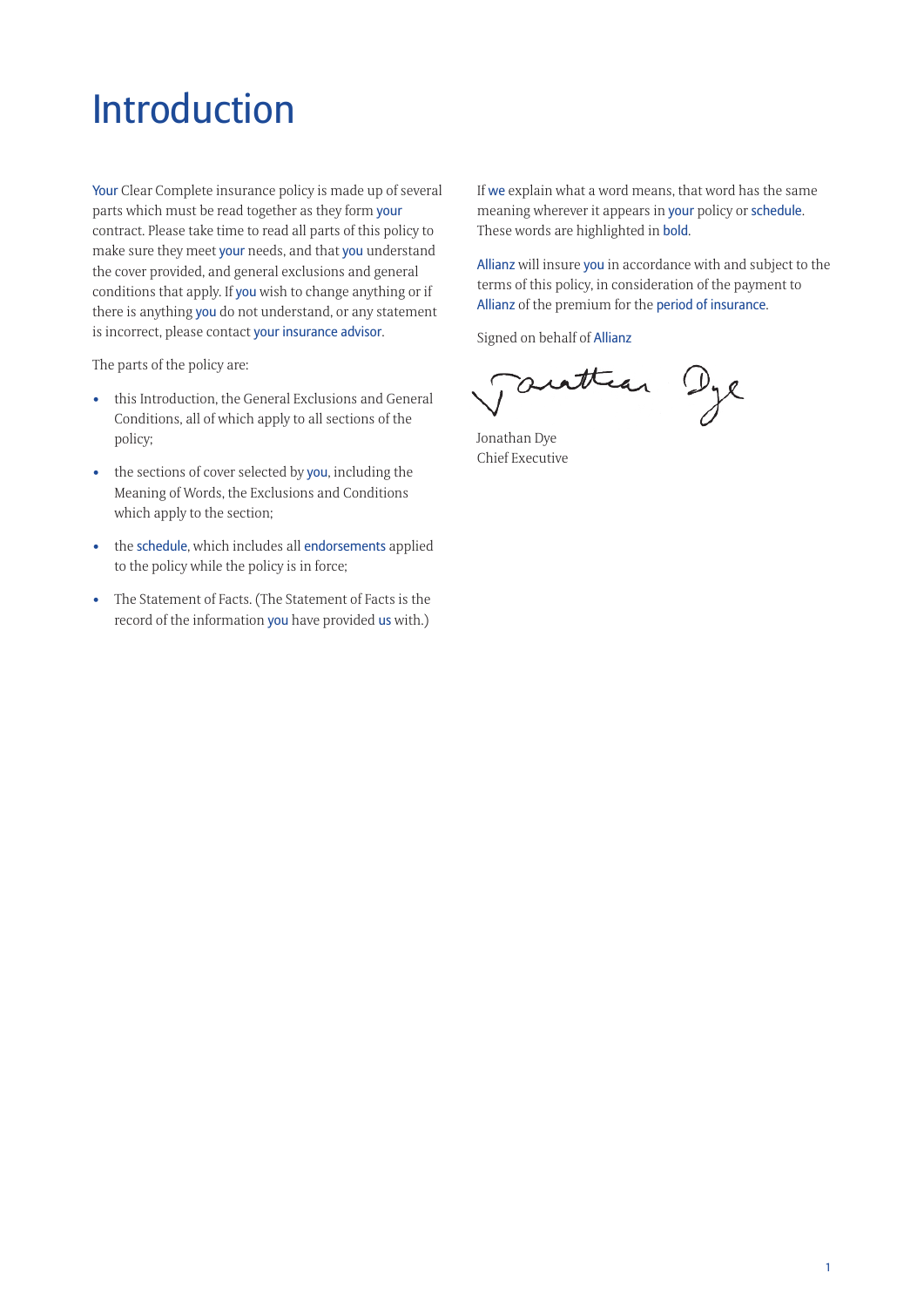# Introduction

Your Clear Complete insurance policy is made up of several parts which must be read together as they form your contract. Please take time to read all parts of this policy to make sure they meet your needs, and that you understand the cover provided, and general exclusions and general conditions that apply. If you wish to change anything or if there is anything you do not understand, or any statement is incorrect, please contact your insurance advisor.

The parts of the policy are:

- this Introduction, the General Exclusions and General Conditions, all of which apply to all sections of the policy;
- the sections of cover selected by you, including the Meaning of Words, the Exclusions and Conditions which apply to the section;
- the schedule, which includes all endorsements applied to the policy while the policy is in force;
- The Statement of Facts. (The Statement of Facts is the record of the information you have provided us with.)

If we explain what a word means, that word has the same meaning wherever it appears in your policy or schedule. These words are highlighted in bold.

Allianz will insure you in accordance with and subject to the terms of this policy, in consideration of the payment to Allianz of the premium for the period of insurance.

Signed on behalf of Allianz

Jonathan Dye
Chief Executive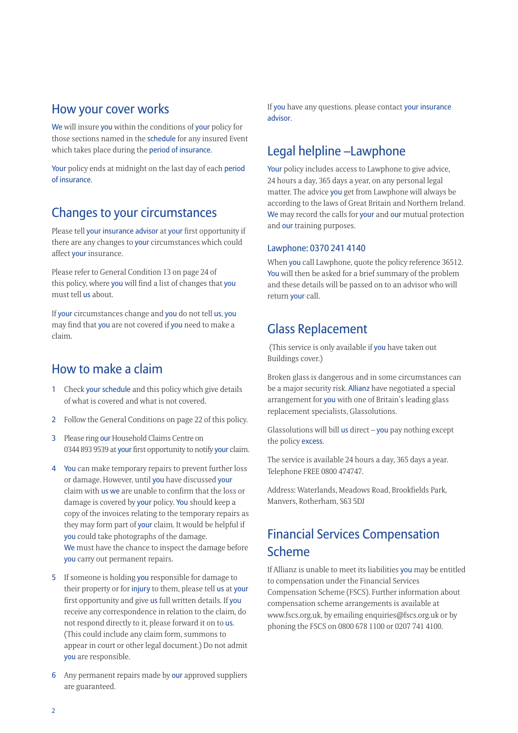## How your cover works

We will insure you within the conditions of your policy for those sections named in the schedule for any insured Event which takes place during the period of insurance.

Your policy ends at midnight on the last day of each period of insurance.

## Changes to your circumstances

Please tell your insurance advisor at your first opportunity if there are any changes to your circumstances which could affect your insurance.

Please refer to General Condition 13 on page 24 of this policy, where you will find a list of changes that you must tell us about.

If your circumstances change and you do not tell us, you may find that you are not covered if you need to make a claim.

## How to make a claim

1. Check your schedule and this policy which give details of what is covered and what is not covered.
2. Follow the General Conditions on page 22 of this policy.
3. Please ring our Household Claims Centre on 0344 893 9539 at your first opportunity to notify your claim.
4. You can make temporary repairs to prevent further loss or damage. However, until you have discussed your claim with us we are unable to confirm that the loss or damage is covered by your policy. You should keep a copy of the invoices relating to the temporary repairs as they may form part of your claim. It would be helpful if you could take photographs of the damage. We must have the chance to inspect the damage before you carry out permanent repairs.
5. If someone is holding you responsible for damage to their property or for injury to them, please tell us at your first opportunity and give us full written details. If you receive any correspondence in relation to the claim, do not respond directly to it, please forward it on to us. (This could include any claim form, summons to appear in court or other legal document.) Do not admit you are responsible.
6. Any permanent repairs made by our approved suppliers are guaranteed.

If you have any questions. please contact your insurance advisor.

## Legal helpline –Lawphone

Your policy includes access to Lawphone to give advice, 24 hours a day, 365 days a year, on any personal legal matter. The advice you get from Lawphone will always be according to the laws of Great Britain and Northern Ireland. We may record the calls for your and our mutual protection and our training purposes.

### Lawphone: 0370 241 4140

When you call Lawphone, quote the policy reference 36512. You will then be asked for a brief summary of the problem and these details will be passed on to an advisor who will return your call.

## Glass Replacement

(This service is only available if you have taken out Buildings cover.)

Broken glass is dangerous and in some circumstances can be a major security risk. Allianz have negotiated a special arrangement for you with one of Britain's leading glass replacement specialists, Glassolutions.

Glassolutions will bill us direct – you pay nothing except the policy excess.

The service is available 24 hours a day, 365 days a year. Telephone FREE 0800 474747.

Address: Waterlands, Meadows Road, Brookfields Park, Manvers, Rotherham, S63 5DJ

## Financial Services Compensation Scheme

If Allianz is unable to meet its liabilities you may be entitled to compensation under the Financial Services Compensation Scheme (FSCS). Further information about compensation scheme arrangements is available at www.fscs.org.uk, by emailing enquiries@fscs.org.uk or by phoning the FSCS on 0800 678 1100 or 0207 741 4100.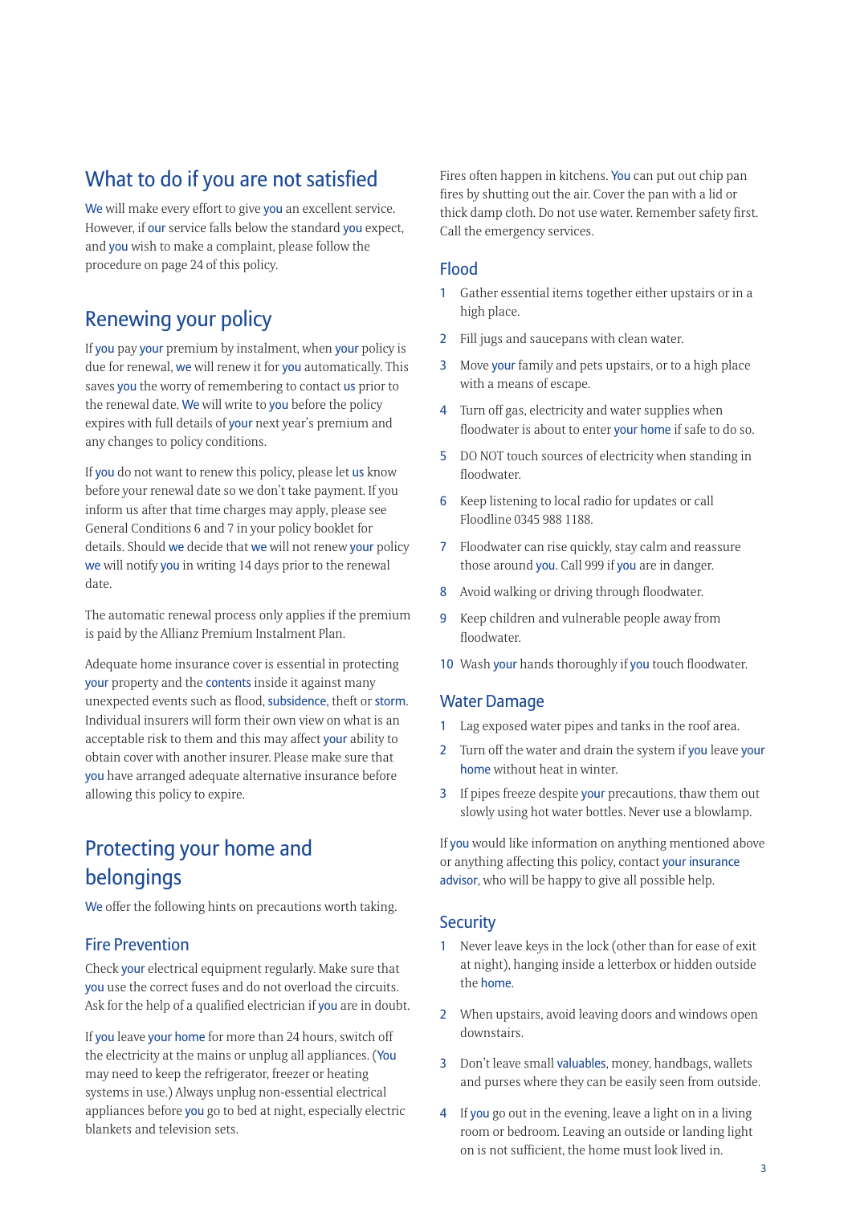## What to do if you are not satisfied

We will make every effort to give you an excellent service. However, if our service falls below the standard you expect, and you wish to make a complaint, please follow the procedure on page 24 of this policy.

## Renewing your policy

If you pay your premium by instalment, when your policy is due for renewal, we will renew it for you automatically. This saves you the worry of remembering to contact us prior to the renewal date. We will write to you before the policy expires with full details of your next year's premium and any changes to policy conditions.

If you do not want to renew this policy, please let us know before your renewal date so we don't take payment. If you inform us after that time charges may apply, please see General Conditions 6 and 7 in your policy booklet for details. Should we decide that we will not renew your policy we will notify you in writing 14 days prior to the renewal date.

The automatic renewal process only applies if the premium is paid by the Allianz Premium Instalment Plan.

Adequate home insurance cover is essential in protecting your property and the contents inside it against many unexpected events such as flood, subsidence, theft or storm. Individual insurers will form their own view on what is an acceptable risk to them and this may affect your ability to obtain cover with another insurer. Please make sure that you have arranged adequate alternative insurance before allowing this policy to expire.

## Protecting your home and belongings

We offer the following hints on precautions worth taking.

### Fire Prevention

Check your electrical equipment regularly. Make sure that you use the correct fuses and do not overload the circuits. Ask for the help of a qualified electrician if you are in doubt.

If you leave your home for more than 24 hours, switch off the electricity at the mains or unplug all appliances. (You may need to keep the refrigerator, freezer or heating systems in use.) Always unplug non-essential electrical appliances before you go to bed at night, especially electric blankets and television sets.

Fires often happen in kitchens. You can put out chip pan fires by shutting out the air. Cover the pan with a lid or thick damp cloth. Do not use water. Remember safety first. Call the emergency services.

### Flood

1. Gather essential items together either upstairs or in a high place.
2. Fill jugs and saucepans with clean water.
3. Move your family and pets upstairs, or to a high place with a means of escape.
4. Turn off gas, electricity and water supplies when floodwater is about to enter your home if safe to do so.
5. DO NOT touch sources of electricity when standing in floodwater.
6. Keep listening to local radio for updates or call Floodline 0345 988 1188.
7. Floodwater can rise quickly, stay calm and reassure those around you. Call 999 if you are in danger.
8. Avoid walking or driving through floodwater.
9. Keep children and vulnerable people away from floodwater.
10. Wash your hands thoroughly if you touch floodwater.

### Water Damage

1. Lag exposed water pipes and tanks in the roof area.
2. Turn off the water and drain the system if you leave your home without heat in winter.
3. If pipes freeze despite your precautions, thaw them out slowly using hot water bottles. Never use a blowlamp.

If you would like information on anything mentioned above or anything affecting this policy, contact your insurance advisor, who will be happy to give all possible help.

### Security

1. Never leave keys in the lock (other than for ease of exit at night), hanging inside a letterbox or hidden outside the home.
2. When upstairs, avoid leaving doors and windows open downstairs.
3. Don't leave small valuables, money, handbags, wallets and purses where they can be easily seen from outside.
4. If you go out in the evening, leave a light on in a living room or bedroom. Leaving an outside or landing light on is not sufficient, the home must look lived in.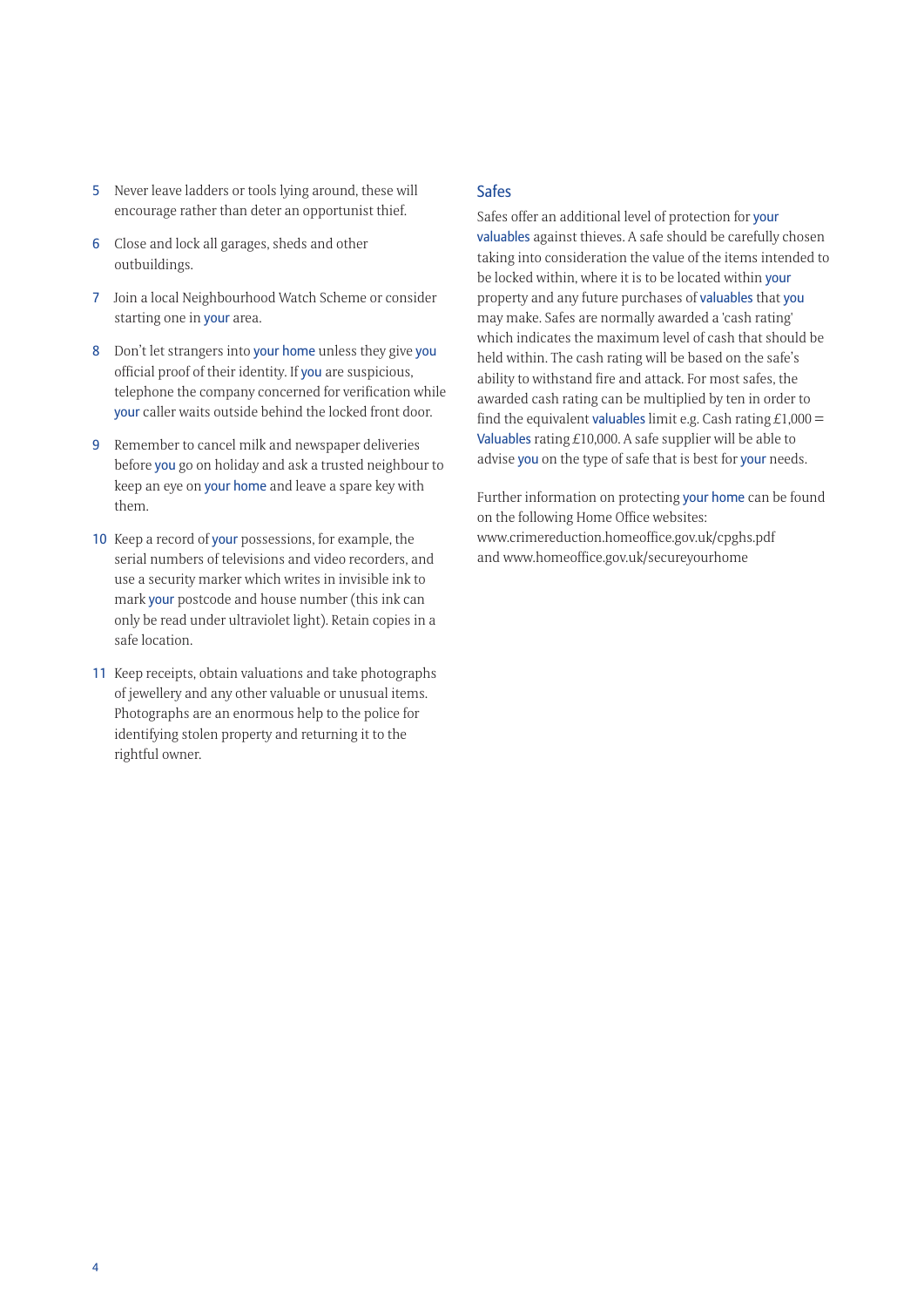5. Never leave ladders or tools lying around, these will encourage rather than deter an opportunist thief.
6. Close and lock all garages, sheds and other outbuildings.
7. Join a local Neighbourhood Watch Scheme or consider starting one in your area.
8. Don't let strangers into your home unless they give you official proof of their identity. If you are suspicious, telephone the company concerned for verification while your caller waits outside behind the locked front door.
9. Remember to cancel milk and newspaper deliveries before you go on holiday and ask a trusted neighbour to keep an eye on your home and leave a spare key with them.
10. Keep a record of your possessions, for example, the serial numbers of televisions and video recorders, and use a security marker which writes in invisible ink to mark your postcode and house number (this ink can only be read under ultraviolet light). Retain copies in a safe location.
11. Keep receipts, obtain valuations and take photographs of jewellery and any other valuable or unusual items. Photographs are an enormous help to the police for identifying stolen property and returning it to the rightful owner.

## Safes

Safes offer an additional level of protection for your valuables against thieves. A safe should be carefully chosen taking into consideration the value of the items intended to be locked within, where it is to be located within your property and any future purchases of valuables that you may make. Safes are normally awarded a 'cash rating' which indicates the maximum level of cash that should be held within. The cash rating will be based on the safe's ability to withstand fire and attack. For most safes, the awarded cash rating can be multiplied by ten in order to find the equivalent valuables limit e.g. Cash rating £1,000 = Valuables rating £10,000. A safe supplier will be able to advise you on the type of safe that is best for your needs.

Further information on protecting your home can be found on the following Home Office websites:
www.crimereduction.homeoffice.gov.uk/cpghs.pdf
and www.homeoffice.gov.uk/secureyourhome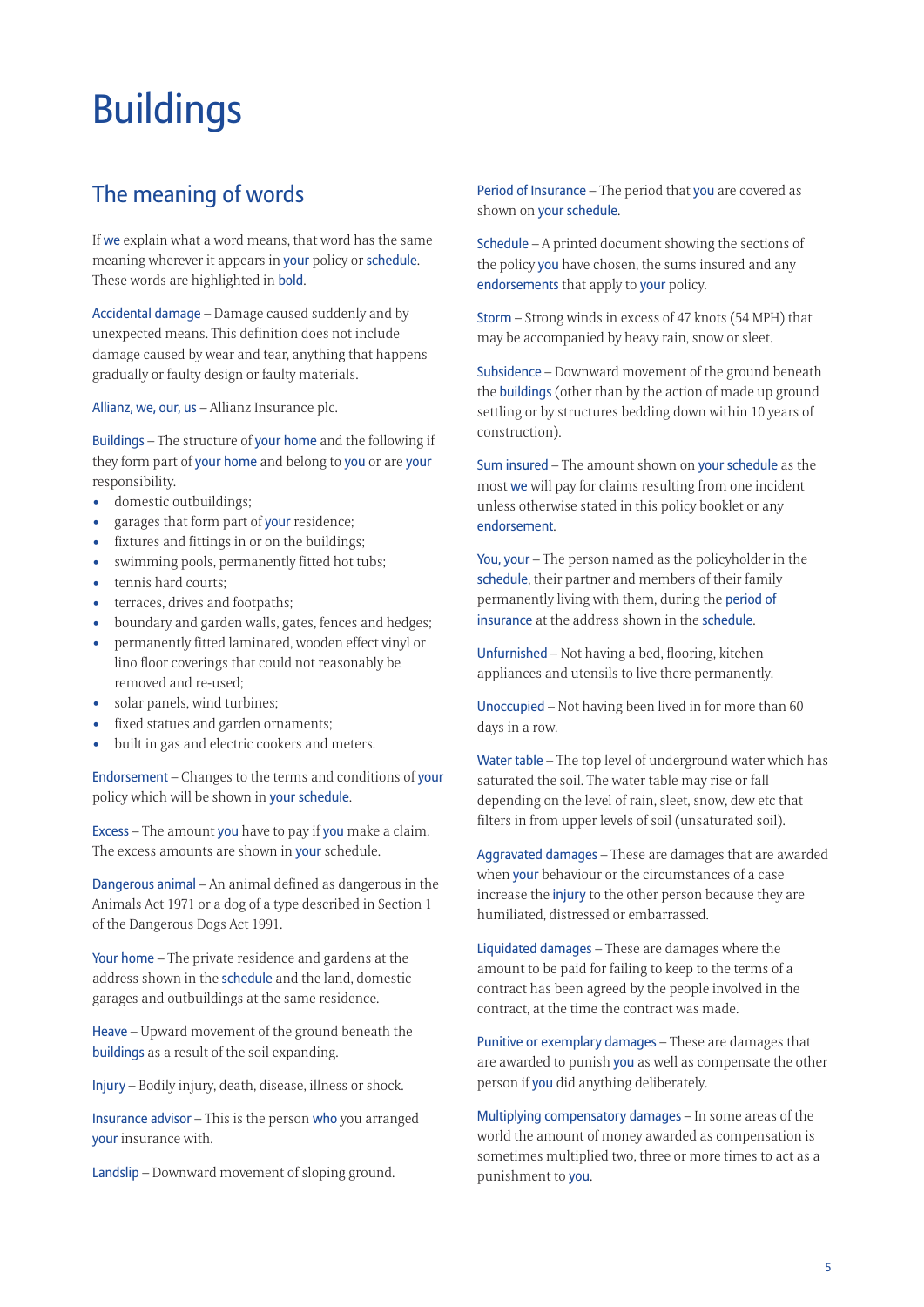# Buildings

## The meaning of words

If we explain what a word means, that word has the same meaning wherever it appears in your policy or schedule. These words are highlighted in bold.

Accidental damage – Damage caused suddenly and by unexpected means. This definition does not include damage caused by wear and tear, anything that happens gradually or faulty design or faulty materials.

Allianz, we, our, us – Allianz Insurance plc.

Buildings – The structure of your home and the following if they form part of your home and belong to you or are your responsibility.

- domestic outbuildings;
- garages that form part of your residence;
- fixtures and fittings in or on the buildings;
- swimming pools, permanently fitted hot tubs;
- tennis hard courts;
- terraces, drives and footpaths;
- boundary and garden walls, gates, fences and hedges;
- permanently fitted laminated, wooden effect vinyl or lino floor coverings that could not reasonably be removed and re-used;
- solar panels, wind turbines;
- fixed statues and garden ornaments;
- built in gas and electric cookers and meters.

Endorsement – Changes to the terms and conditions of your policy which will be shown in your schedule.

Excess – The amount you have to pay if you make a claim. The excess amounts are shown in your schedule.

Dangerous animal – An animal defined as dangerous in the Animals Act 1971 or a dog of a type described in Section 1 of the Dangerous Dogs Act 1991.

Your home – The private residence and gardens at the address shown in the schedule and the land, domestic garages and outbuildings at the same residence.

Heave – Upward movement of the ground beneath the buildings as a result of the soil expanding.

Injury – Bodily injury, death, disease, illness or shock.

Insurance advisor – This is the person who you arranged your insurance with.

Landslip – Downward movement of sloping ground.

Period of Insurance – The period that you are covered as shown on your schedule.

Schedule – A printed document showing the sections of the policy you have chosen, the sums insured and any endorsements that apply to your policy.

Storm – Strong winds in excess of 47 knots (54 MPH) that may be accompanied by heavy rain, snow or sleet.

Subsidence – Downward movement of the ground beneath the buildings (other than by the action of made up ground settling or by structures bedding down within 10 years of construction).

Sum insured – The amount shown on your schedule as the most we will pay for claims resulting from one incident unless otherwise stated in this policy booklet or any endorsement.

You, your – The person named as the policyholder in the schedule, their partner and members of their family permanently living with them, during the period of insurance at the address shown in the schedule.

Unfurnished – Not having a bed, flooring, kitchen appliances and utensils to live there permanently.

Unoccupied – Not having been lived in for more than 60 days in a row.

Water table – The top level of underground water which has saturated the soil. The water table may rise or fall depending on the level of rain, sleet, snow, dew etc that filters in from upper levels of soil (unsaturated soil).

Aggravated damages – These are damages that are awarded when your behaviour or the circumstances of a case increase the injury to the other person because they are humiliated, distressed or embarrassed.

Liquidated damages – These are damages where the amount to be paid for failing to keep to the terms of a contract has been agreed by the people involved in the contract, at the time the contract was made.

Punitive or exemplary damages – These are damages that are awarded to punish you as well as compensate the other person if you did anything deliberately.

Multiplying compensatory damages – In some areas of the world the amount of money awarded as compensation is sometimes multiplied two, three or more times to act as a punishment to you.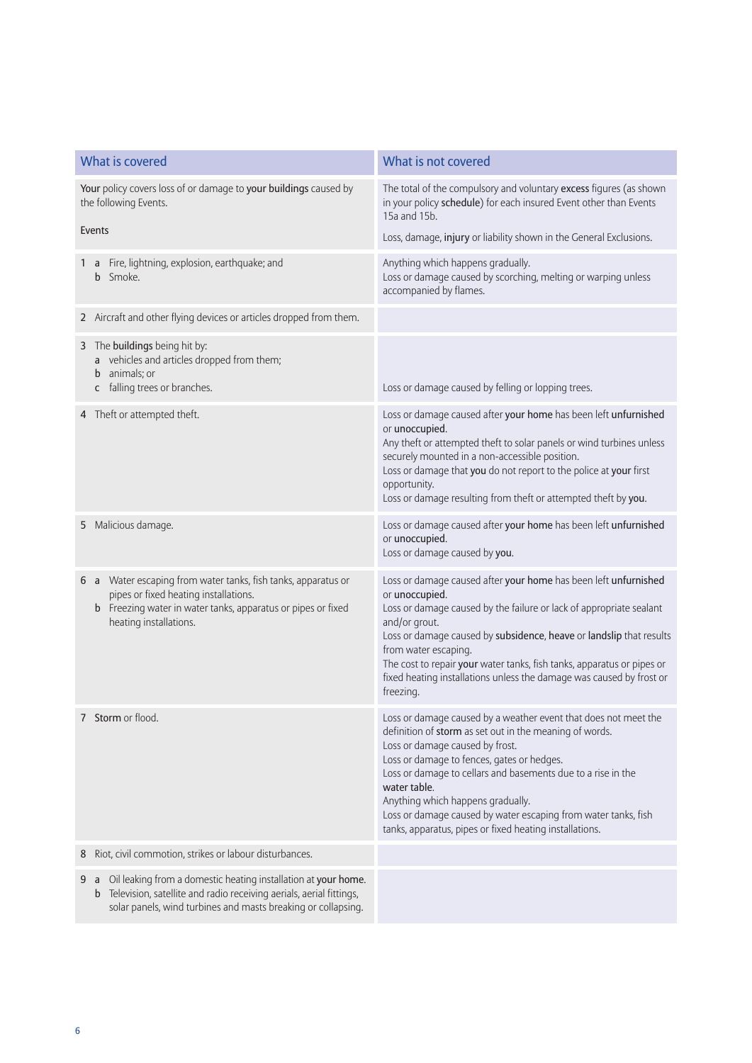| What is covered | What is not covered |
|---|---|
| **Your** policy covers loss of or damage to **your buildings** caused by the following Events.<br><br>Events | The total of the compulsory and voluntary **excess** figures (as shown in your policy **schedule**) for each insured Event other than Events 15a and 15b.<br><br>Loss, damage, **injury** or liability shown in the General Exclusions. |
| 1 a Fire, lightning, explosion, earthquake; and<br>b Smoke. | Anything which happens gradually.<br>Loss or damage caused by scorching, melting or warping unless accompanied by flames. |
| 2 Aircraft and other flying devices or articles dropped from them. | |
| 3 The **buildings** being hit by:<br>a vehicles and articles dropped from them;<br>b animals; or<br>c falling trees or branches. | Loss or damage caused by felling or lopping trees. |
| 4 Theft or attempted theft. | Loss or damage caused after **your home** has been left **unfurnished** or **unoccupied**.<br>Any theft or attempted theft to solar panels or wind turbines unless securely mounted in a non-accessible position.<br>Loss or damage that **you** do not report to the police at **your** first opportunity.<br>Loss or damage resulting from theft or attempted theft by **you**. |
| 5 Malicious damage. | Loss or damage caused after **your home** has been left **unfurnished** or **unoccupied**.<br>Loss or damage caused by **you**. |
| 6 a Water escaping from water tanks, fish tanks, apparatus or pipes or fixed heating installations.<br>b Freezing water in water tanks, apparatus or pipes or fixed heating installations. | Loss or damage caused after **your home** has been left **unfurnished** or **unoccupied**.<br>Loss or damage caused by the failure or lack of appropriate sealant and/or grout.<br>Loss or damage caused by **subsidence**, **heave** or **landslip** that results from water escaping.<br>The cost to repair **your** water tanks, fish tanks, apparatus or pipes or fixed heating installations unless the damage was caused by frost or freezing. |
| 7 **Storm** or flood. | Loss or damage caused by a weather event that does not meet the definition of **storm** as set out in the meaning of words.<br>Loss or damage caused by frost.<br>Loss or damage to fences, gates or hedges.<br>Loss or damage to cellars and basements due to a rise in the **water table**.<br>Anything which happens gradually.<br>Loss or damage caused by water escaping from water tanks, fish tanks, apparatus, pipes or fixed heating installations. |
| 8 Riot, civil commotion, strikes or labour disturbances. | |
| 9 a Oil leaking from a domestic heating installation at **your home**.<br>b Television, satellite and radio receiving aerials, aerial fittings, solar panels, wind turbines and masts breaking or collapsing. | |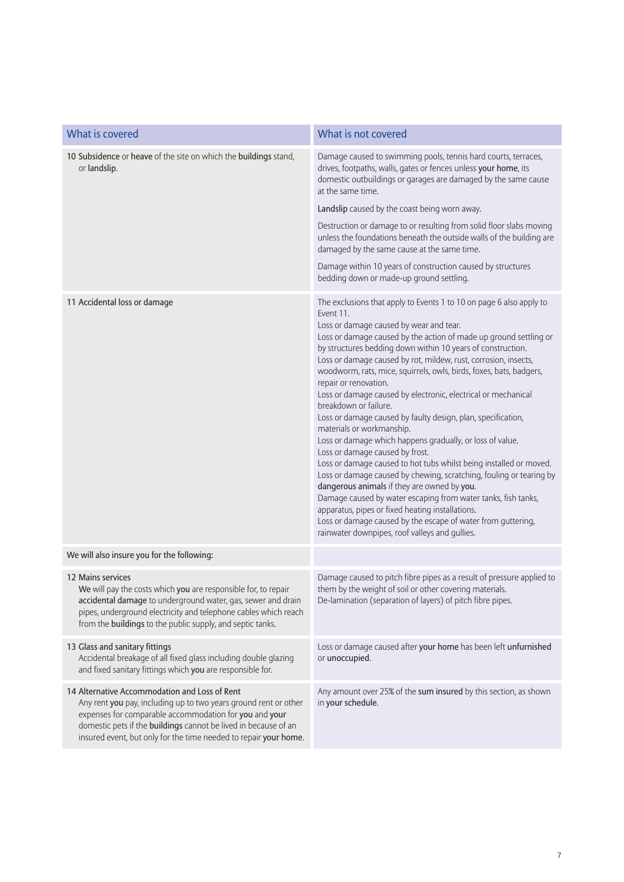| What is covered | What is not covered |
|---|---|
| 10 **Subsidence** or **heave** of the site on which the **buildings** stand, or **landslip**. | Damage caused to swimming pools, tennis hard courts, terraces, drives, footpaths, walls, gates or fences unless **your home**, its domestic outbuildings or garages are damaged by the same cause at the same time.<br><br>**Landslip** caused by the coast being worn away.<br><br>Destruction or damage to or resulting from solid floor slabs moving unless the foundations beneath the outside walls of the building are damaged by the same cause at the same time.<br><br>Damage within 10 years of construction caused by structures bedding down or made-up ground settling. |
| 11 Accidental loss or damage | The exclusions that apply to Events 1 to 10 on page 6 also apply to Event 11.<br>Loss or damage caused by wear and tear.<br>Loss or damage caused by the action of made up ground settling or by structures bedding down within 10 years of construction.<br>Loss or damage caused by rot, mildew, rust, corrosion, insects, woodworm, rats, mice, squirrels, owls, birds, foxes, bats, badgers, repair or renovation.<br>Loss or damage caused by electronic, electrical or mechanical breakdown or failure.<br>Loss or damage caused by faulty design, plan, specification, materials or workmanship.<br>Loss or damage which happens gradually, or loss of value.<br>Loss or damage caused by frost.<br>Loss or damage caused to hot tubs whilst being installed or moved.<br>Loss or damage caused by chewing, scratching, fouling or tearing by **dangerous animals** if they are owned by **you**.<br>Damage caused by water escaping from water tanks, fish tanks, apparatus, pipes or fixed heating installations.<br>Loss or damage caused by the escape of water from guttering, rainwater downpipes, roof valleys and gullies. |
| We will also insure you for the following: | |
| 12 Mains services<br>**We** will pay the costs which **you** are responsible for, to repair **accidental damage** to underground water, gas, sewer and drain pipes, underground electricity and telephone cables which reach from the **buildings** to the public supply, and septic tanks. | Damage caused to pitch fibre pipes as a result of pressure applied to them by the weight of soil or other covering materials.<br>De-lamination (separation of layers) of pitch fibre pipes. |
| 13 Glass and sanitary fittings<br>Accidental breakage of all fixed glass including double glazing and fixed sanitary fittings which **you** are responsible for. | Loss or damage caused after **your home** has been left **unfurnished** or **unoccupied**. |
| 14 Alternative Accommodation and Loss of Rent<br>Any rent **you** pay, including up to two years ground rent or other expenses for comparable accommodation for **you** and **your** domestic pets if the **buildings** cannot be lived in because of an insured event, but only for the time needed to repair **your home**. | Any amount over 25% of the **sum insured** by this section, as shown in **your schedule**. |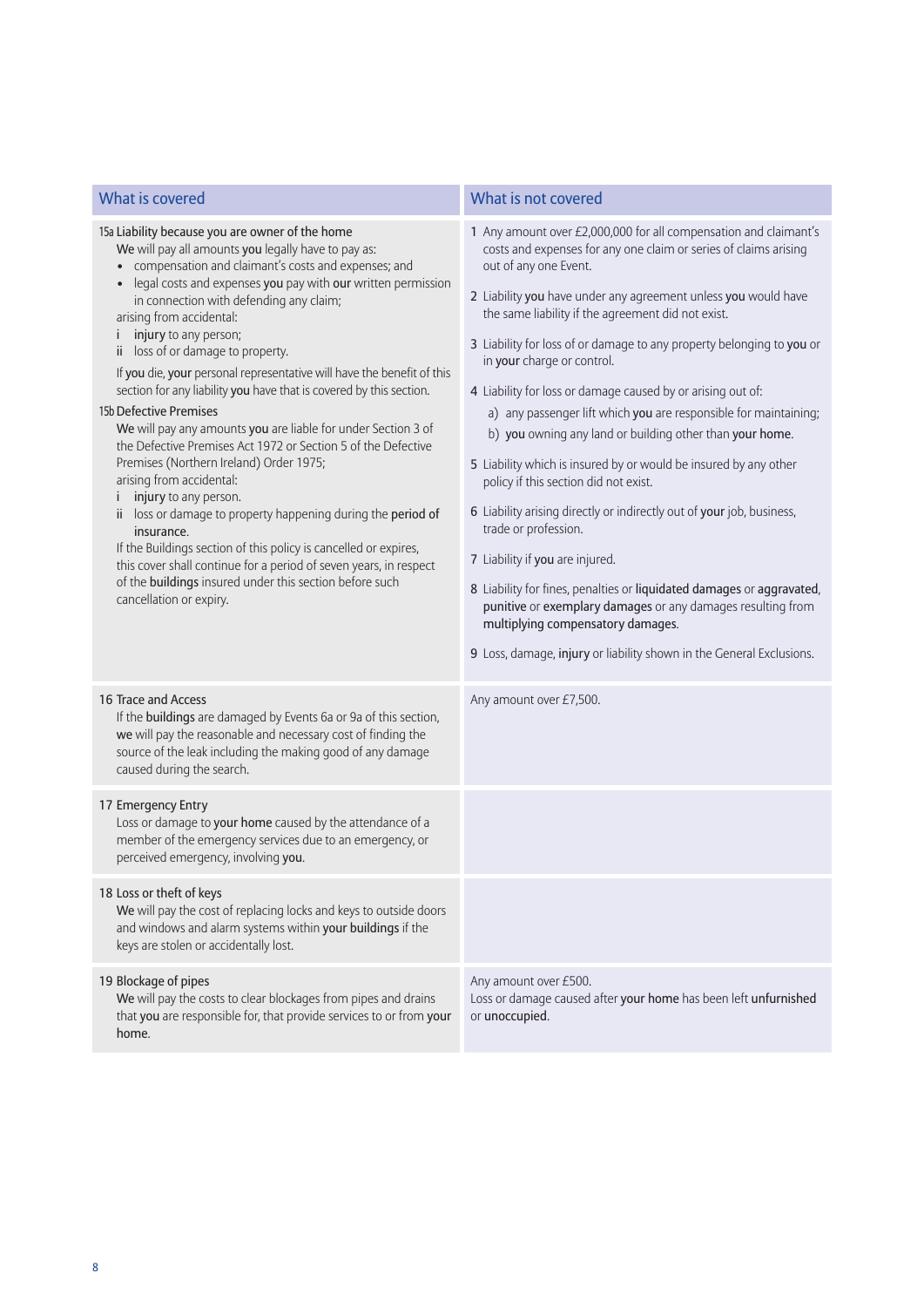| What is covered | What is not covered |
| --- | --- |
| **15a Liability because you are owner of the home**<br>**We** will pay all amounts **you** legally have to pay as:<br>• compensation and claimant's costs and expenses; and<br>• legal costs and expenses **you** pay with **our** written permission in connection with defending any claim;<br>arising from accidental:<br>i **injury** to any person;<br>ii loss of or damage to property.<br>If **you** die, **your** personal representative will have the benefit of this section for any liability **you** have that is covered by this section.<br>**15b Defective Premises**<br>**We** will pay any amounts **you** are liable for under Section 3 of the Defective Premises Act 1972 or Section 5 of the Defective Premises (Northern Ireland) Order 1975;<br>arising from accidental:<br>i **injury** to any person.<br>ii loss or damage to property happening during the **period of insurance**.<br>If the Buildings section of this policy is cancelled or expires, this cover shall continue for a period of seven years, in respect of the **buildings** insured under this section before such cancellation or expiry. | 1 Any amount over £2,000,000 for all compensation and claimant's costs and expenses for any one claim or series of claims arising out of any one Event.<br>2 Liability **you** have under any agreement unless **you** would have the same liability if the agreement did not exist.<br>3 Liability for loss of or damage to any property belonging to **you** or in **your** charge or control.<br>4 Liability for loss or damage caused by or arising out of:<br>a) any passenger lift which **you** are responsible for maintaining;<br>b) **you** owning any land or building other than **your home**.<br>5 Liability which is insured by or would be insured by any other policy if this section did not exist.<br>6 Liability arising directly or indirectly out of **your** job, business, trade or profession.<br>7 Liability if **you** are injured.<br>8 Liability for fines, penalties or **liquidated damages** or **aggravated**, **punitive** or **exemplary damages** or any damages resulting from **multiplying compensatory damages**.<br>9 Loss, damage, **injury** or liability shown in the General Exclusions. |
| **16 Trace and Access**<br>If the **buildings** are damaged by Events 6a or 9a of this section, **we** will pay the reasonable and necessary cost of finding the source of the leak including the making good of any damage caused during the search. | Any amount over £7,500. |
| **17 Emergency Entry**<br>Loss or damage to **your home** caused by the attendance of a member of the emergency services due to an emergency, or perceived emergency, involving **you**. | |
| **18 Loss or theft of keys**<br>**We** will pay the cost of replacing locks and keys to outside doors and windows and alarm systems within **your buildings** if the keys are stolen or accidentally lost. | |
| **19 Blockage of pipes**<br>**We** will pay the costs to clear blockages from pipes and drains that **you** are responsible for, that provide services to or from **your** home. | Any amount over £500.<br>Loss or damage caused after **your home** has been left **unfurnished** or **unoccupied**. |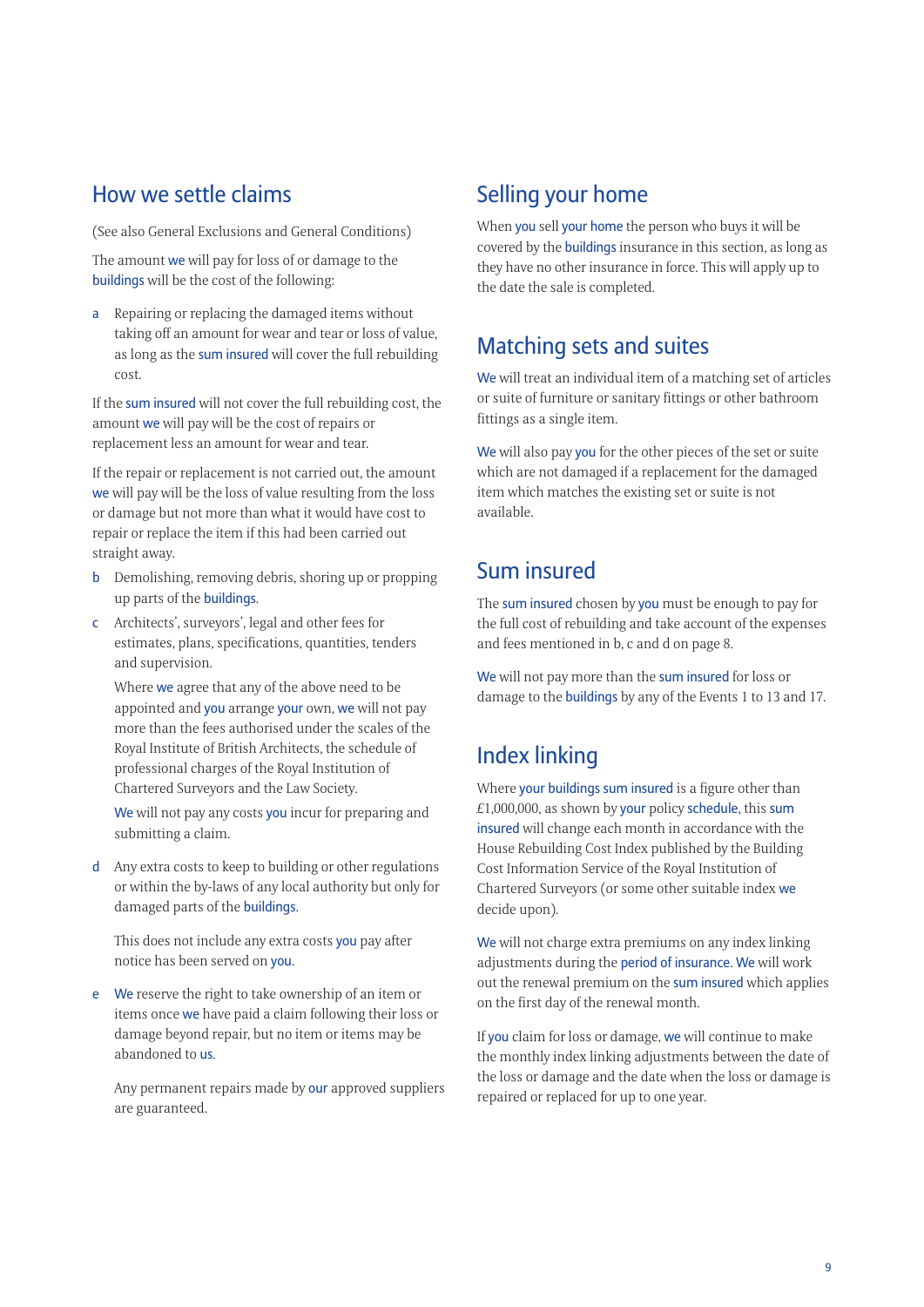## How we settle claims

(See also General Exclusions and General Conditions)

The amount we will pay for loss of or damage to the buildings will be the cost of the following:

a Repairing or replacing the damaged items without taking off an amount for wear and tear or loss of value, as long as the sum insured will cover the full rebuilding cost.

If the sum insured will not cover the full rebuilding cost, the amount we will pay will be the cost of repairs or replacement less an amount for wear and tear.

If the repair or replacement is not carried out, the amount we will pay will be the loss of value resulting from the loss or damage but not more than what it would have cost to repair or replace the item if this had been carried out straight away.

b Demolishing, removing debris, shoring up or propping up parts of the buildings.

c Architects', surveyors', legal and other fees for estimates, plans, specifications, quantities, tenders and supervision.

Where we agree that any of the above need to be appointed and you arrange your own, we will not pay more than the fees authorised under the scales of the Royal Institute of British Architects, the schedule of professional charges of the Royal Institution of Chartered Surveyors and the Law Society.

We will not pay any costs you incur for preparing and submitting a claim.

d Any extra costs to keep to building or other regulations or within the by-laws of any local authority but only for damaged parts of the buildings.

This does not include any extra costs you pay after notice has been served on you.

e We reserve the right to take ownership of an item or items once we have paid a claim following their loss or damage beyond repair, but no item or items may be abandoned to us.

Any permanent repairs made by our approved suppliers are guaranteed.

## Selling your home

When you sell your home the person who buys it will be covered by the buildings insurance in this section, as long as they have no other insurance in force. This will apply up to the date the sale is completed.

## Matching sets and suites

We will treat an individual item of a matching set of articles or suite of furniture or sanitary fittings or other bathroom fittings as a single item.

We will also pay you for the other pieces of the set or suite which are not damaged if a replacement for the damaged item which matches the existing set or suite is not available.

## Sum insured

The sum insured chosen by you must be enough to pay for the full cost of rebuilding and take account of the expenses and fees mentioned in b, c and d on page 8.

We will not pay more than the sum insured for loss or damage to the buildings by any of the Events 1 to 13 and 17.

## Index linking

Where your buildings sum insured is a figure other than £1,000,000, as shown by your policy schedule, this sum insured will change each month in accordance with the House Rebuilding Cost Index published by the Building Cost Information Service of the Royal Institution of Chartered Surveyors (or some other suitable index we decide upon).

We will not charge extra premiums on any index linking adjustments during the period of insurance. We will work out the renewal premium on the sum insured which applies on the first day of the renewal month.

If you claim for loss or damage, we will continue to make the monthly index linking adjustments between the date of the loss or damage and the date when the loss or damage is repaired or replaced for up to one year.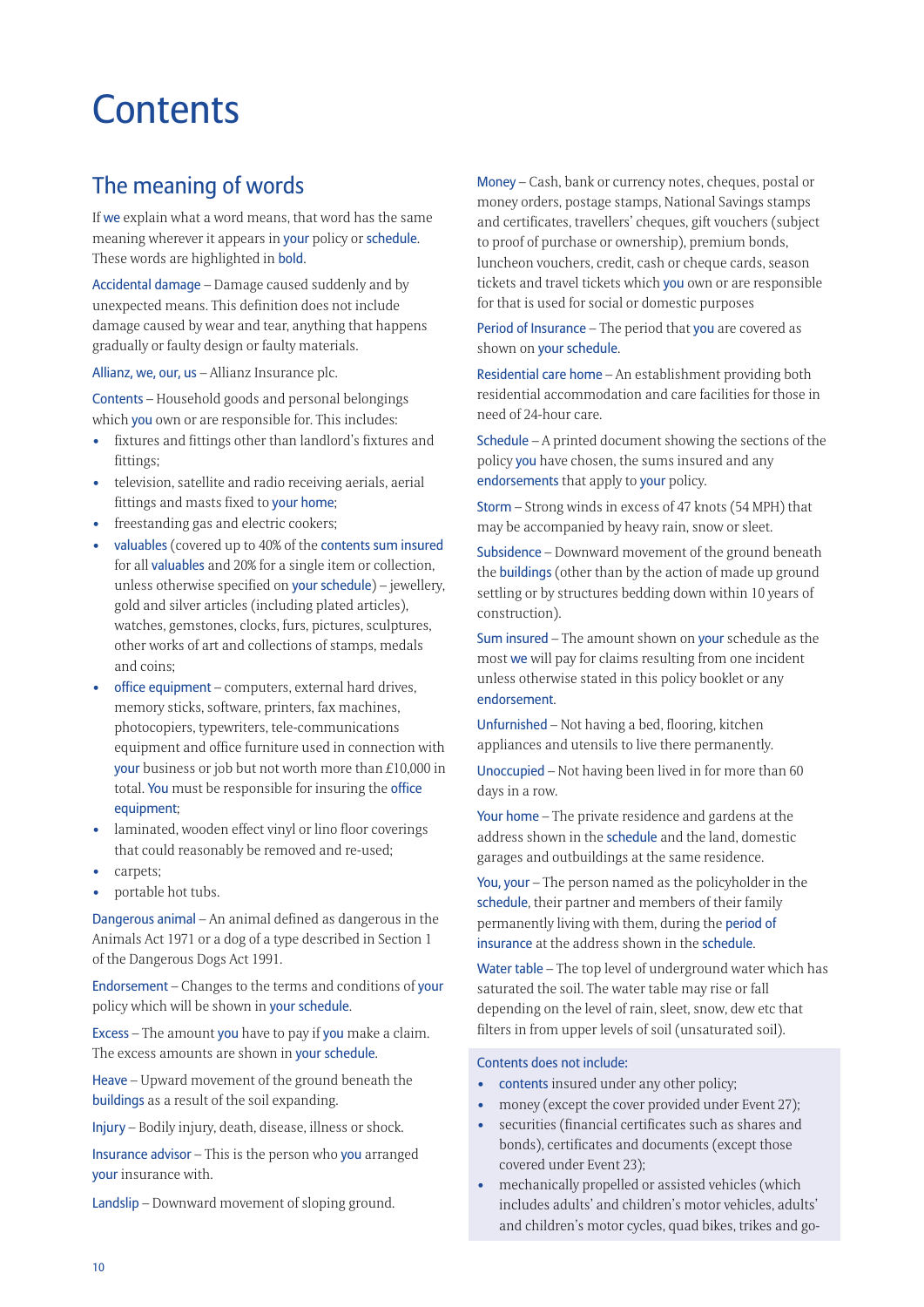# Contents

## The meaning of words

If **we** explain what a word means, that word has the same meaning wherever it appears in **your** policy or **schedule**. These words are highlighted in **bold**.

**Accidental damage** – Damage caused suddenly and by unexpected means. This definition does not include damage caused by wear and tear, anything that happens gradually or faulty design or faulty materials.

**Allianz, we, our, us** – Allianz Insurance plc.

**Contents** – Household goods and personal belongings which **you** own or are responsible for. This includes:

- fixtures and fittings other than landlord's fixtures and fittings;
- television, satellite and radio receiving aerials, aerial fittings and masts fixed to **your home**;
- freestanding gas and electric cookers;
- **valuables** (covered up to 40% of the **contents sum insured** for all **valuables** and 20% for a single item or collection, unless otherwise specified on **your schedule**) – jewellery, gold and silver articles (including plated articles), watches, gemstones, clocks, furs, pictures, sculptures, other works of art and collections of stamps, medals and coins;
- **office equipment** – computers, external hard drives, memory sticks, software, printers, fax machines, photocopiers, typewriters, tele-communications equipment and office furniture used in connection with **your** business or job but not worth more than £10,000 in total. **You** must be responsible for insuring the **office equipment**;
- laminated, wooden effect vinyl or lino floor coverings that could reasonably be removed and re-used;
- carpets;
- portable hot tubs.

**Dangerous animal** – An animal defined as dangerous in the Animals Act 1971 or a dog of a type described in Section 1 of the Dangerous Dogs Act 1991.

**Endorsement** – Changes to the terms and conditions of **your** policy which will be shown in **your schedule**.

**Excess** – The amount **you** have to pay if **you** make a claim. The excess amounts are shown in **your schedule**.

**Heave** – Upward movement of the ground beneath the **buildings** as a result of the soil expanding.

**Injury** – Bodily injury, death, disease, illness or shock.

**Insurance advisor** – This is the person who **you** arranged **your** insurance with.

**Landslip** – Downward movement of sloping ground.

**Money** – Cash, bank or currency notes, cheques, postal or money orders, postage stamps, National Savings stamps and certificates, travellers' cheques, gift vouchers (subject to proof of purchase or ownership), premium bonds, luncheon vouchers, credit, cash or cheque cards, season tickets and travel tickets which **you** own or are responsible for that is used for social or domestic purposes

**Period of Insurance** – The period that **you** are covered as shown on **your schedule**.

**Residential care home** – An establishment providing both residential accommodation and care facilities for those in need of 24-hour care.

**Schedule** – A printed document showing the sections of the policy **you** have chosen, the sums insured and any **endorsements** that apply to **your** policy.

**Storm** – Strong winds in excess of 47 knots (54 MPH) that may be accompanied by heavy rain, snow or sleet.

**Subsidence** – Downward movement of the ground beneath the **buildings** (other than by the action of made up ground settling or by structures bedding down within 10 years of construction).

**Sum insured** – The amount shown on **your** schedule as the most **we** will pay for claims resulting from one incident unless otherwise stated in this policy booklet or any **endorsement**.

**Unfurnished** – Not having a bed, flooring, kitchen appliances and utensils to live there permanently.

**Unoccupied** – Not having been lived in for more than 60 days in a row.

**Your home** – The private residence and gardens at the address shown in the **schedule** and the land, domestic garages and outbuildings at the same residence.

**You, your** – The person named as the policyholder in the **schedule**, their partner and members of their family permanently living with them, during the **period of insurance** at the address shown in the **schedule**.

**Water table** – The top level of underground water which has saturated the soil. The water table may rise or fall depending on the level of rain, sleet, snow, dew etc that filters in from upper levels of soil (unsaturated soil).

**Contents does not include:**

- **contents** insured under any other policy;
- money (except the cover provided under Event 27);
- securities (financial certificates such as shares and bonds), certificates and documents (except those covered under Event 23);
- mechanically propelled or assisted vehicles (which includes adults' and children's motor vehicles, adults' and children's motor cycles, quad bikes, trikes and go-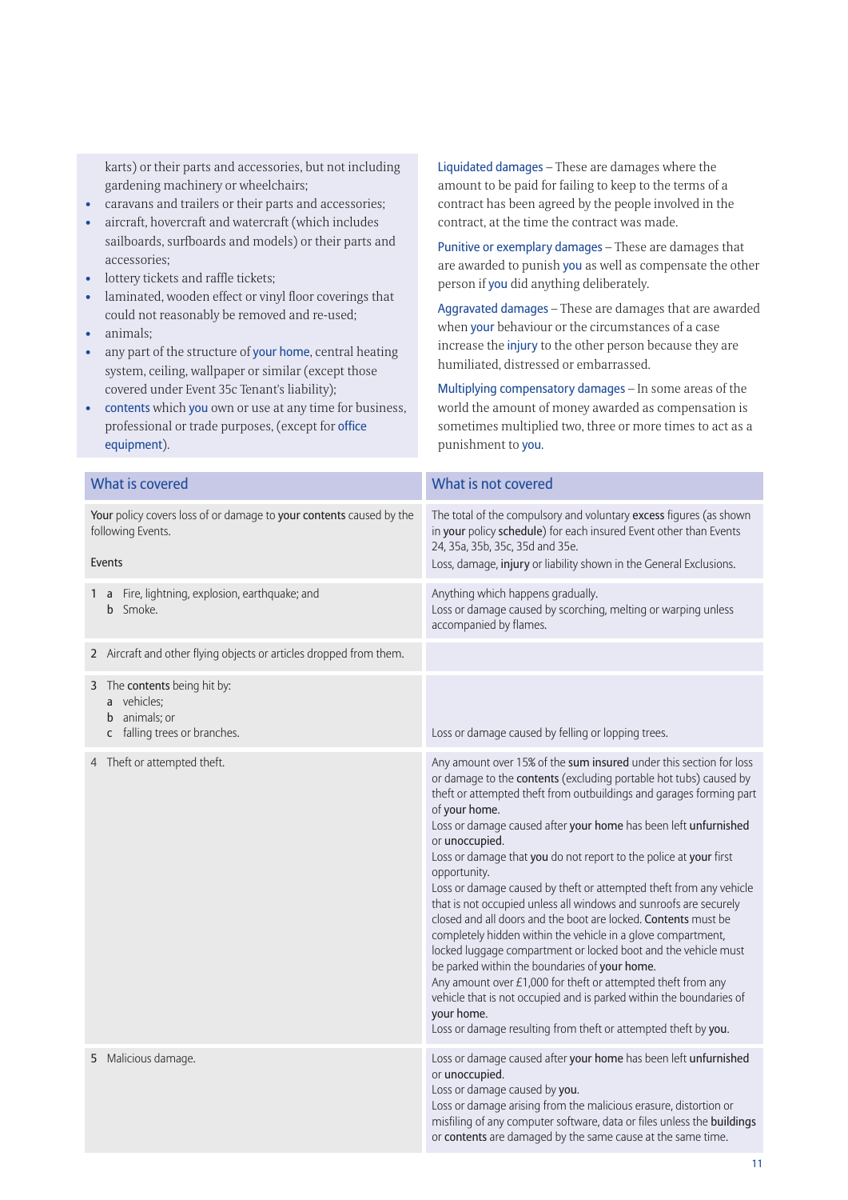karts) or their parts and accessories, but not including gardening machinery or wheelchairs;

- caravans and trailers or their parts and accessories;
- aircraft, hovercraft and watercraft (which includes sailboards, surfboards and models) or their parts and accessories;
- lottery tickets and raffle tickets;
- laminated, wooden effect or vinyl floor coverings that could not reasonably be removed and re-used;
- animals;
- any part of the structure of your home, central heating system, ceiling, wallpaper or similar (except those covered under Event 35c Tenant's liability);
- contents which you own or use at any time for business, professional or trade purposes, (except for office equipment).

Liquidated damages – These are damages where the amount to be paid for failing to keep to the terms of a contract has been agreed by the people involved in the contract, at the time the contract was made.

Punitive or exemplary damages – These are damages that are awarded to punish you as well as compensate the other person if you did anything deliberately.

Aggravated damages – These are damages that are awarded when your behaviour or the circumstances of a case increase the injury to the other person because they are humiliated, distressed or embarrassed.

Multiplying compensatory damages – In some areas of the world the amount of money awarded as compensation is sometimes multiplied two, three or more times to act as a punishment to you.

| What is covered | What is not covered |
|---|---|
| **Your** policy covers loss of or damage to **your contents** caused by the following Events.<br><br>Events | The total of the compulsory and voluntary **excess** figures (as shown in **your** policy **schedule**) for each insured Event other than Events 24, 35a, 35b, 35c, 35d and 35e.<br>Loss, damage, **injury** or liability shown in the General Exclusions. |
| 1 a Fire, lightning, explosion, earthquake; and<br>b Smoke. | Anything which happens gradually.<br>Loss or damage caused by scorching, melting or warping unless accompanied by flames. |
| 2 Aircraft and other flying objects or articles dropped from them. | |
| 3 The **contents** being hit by:<br>a vehicles;<br>b animals; or<br>c falling trees or branches. | Loss or damage caused by felling or lopping trees. |
| 4 Theft or attempted theft. | Any amount over 15% of the **sum insured** under this section for loss or damage to the **contents** (excluding portable hot tubs) caused by theft or attempted theft from outbuildings and garages forming part of **your home**.<br>Loss or damage caused after **your home** has been left **unfurnished** or **unoccupied**.<br>Loss or damage that **you** do not report to the police at **your** first opportunity.<br>Loss or damage caused by theft or attempted theft from any vehicle that is not occupied unless all windows and sunroofs are securely closed and all doors and the boot are locked. **Contents** must be completely hidden within the vehicle in a glove compartment, locked luggage compartment or locked boot and the vehicle must be parked within the boundaries of **your home**.<br>Any amount over £1,000 for theft or attempted theft from any vehicle that is not occupied and is parked within the boundaries of **your home**.<br>Loss or damage resulting from theft or attempted theft by **you**. |
| 5 Malicious damage. | Loss or damage caused after **your home** has been left **unfurnished** or **unoccupied**.<br>Loss or damage caused by **you**.<br>Loss or damage arising from the malicious erasure, distortion or misfiling of any computer software, data or files unless the **buildings** or **contents** are damaged by the same cause at the same time. |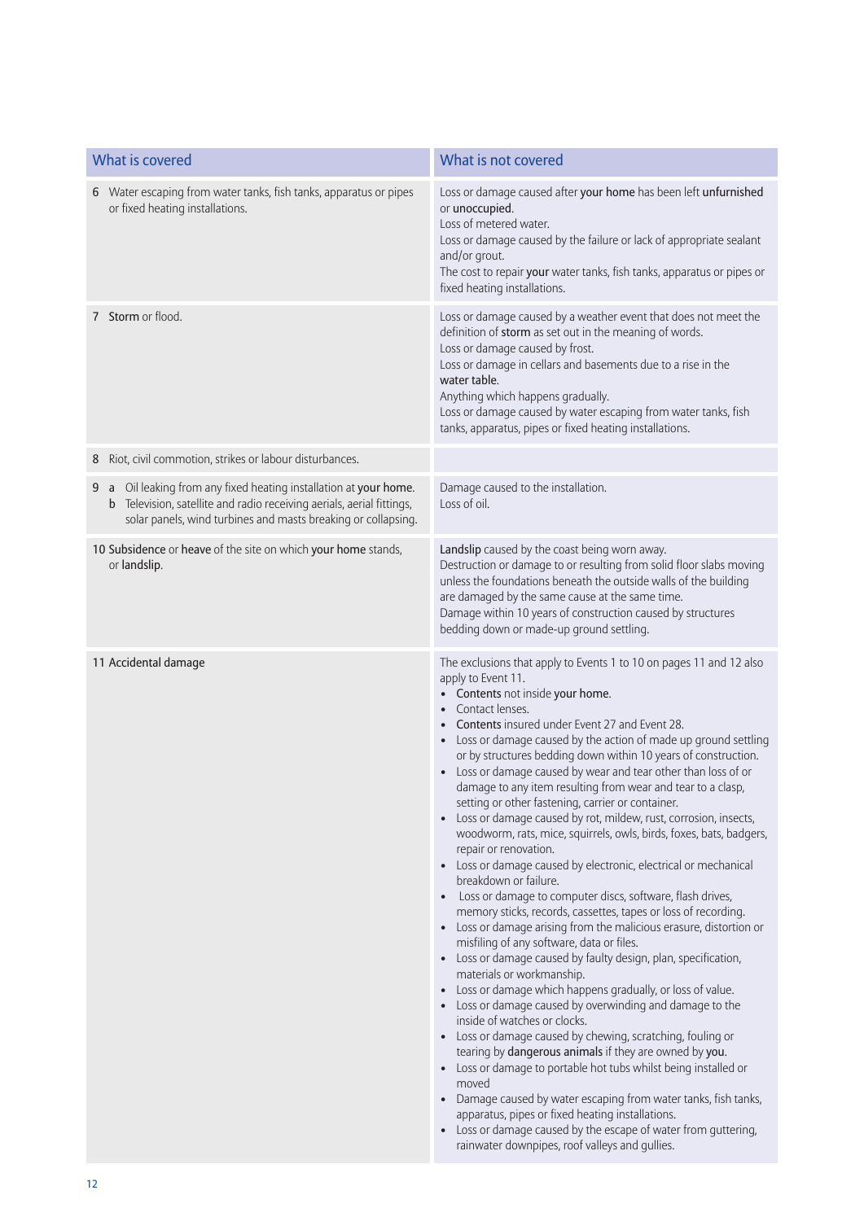| What is covered | What is not covered |
|---|---|
| 6 Water escaping from water tanks, fish tanks, apparatus or pipes or fixed heating installations. | Loss or damage caused after **your home** has been left **unfurnished** or **unoccupied**.<br>Loss of metered water.<br>Loss or damage caused by the failure or lack of appropriate sealant and/or grout.<br>The cost to repair **your** water tanks, fish tanks, apparatus or pipes or fixed heating installations. |
| 7 **Storm** or flood. | Loss or damage caused by a weather event that does not meet the definition of **storm** as set out in the meaning of words.<br>Loss or damage caused by frost.<br>Loss or damage in cellars and basements due to a rise in the **water table**.<br>Anything which happens gradually.<br>Loss or damage caused by water escaping from water tanks, fish tanks, apparatus, pipes or fixed heating installations. |
| 8 Riot, civil commotion, strikes or labour disturbances. | |
| 9 a Oil leaking from any fixed heating installation at **your home**.<br>b Television, satellite and radio receiving aerials, aerial fittings, solar panels, wind turbines and masts breaking or collapsing. | Damage caused to the installation.<br>Loss of oil. |
| 10 **Subsidence** or **heave** of the site on which **your home** stands, or **landslip**. | **Landslip** caused by the coast being worn away.<br>Destruction or damage to or resulting from solid floor slabs moving unless the foundations beneath the outside walls of the building are damaged by the same cause at the same time.<br>Damage within 10 years of construction caused by structures bedding down or made-up ground settling. |
| 11 Accidental damage | The exclusions that apply to Events 1 to 10 on pages 11 and 12 also apply to Event 11.<br>• **Contents** not inside **your home**.<br>• Contact lenses.<br>• **Contents** insured under Event 27 and Event 28.<br>• Loss or damage caused by the action of made up ground settling or by structures bedding down within 10 years of construction.<br>• Loss or damage caused by wear and tear other than loss of or damage to any item resulting from wear and tear to a clasp, setting or other fastening, carrier or container.<br>• Loss or damage caused by rot, mildew, rust, corrosion, insects, woodworm, rats, mice, squirrels, owls, birds, foxes, bats, badgers, repair or renovation.<br>• Loss or damage caused by electronic, electrical or mechanical breakdown or failure.<br>• Loss or damage to computer discs, software, flash drives, memory sticks, records, cassettes, tapes or loss of recording.<br>• Loss or damage arising from the malicious erasure, distortion or misfiling of any software, data or files.<br>• Loss or damage caused by faulty design, plan, specification, materials or workmanship.<br>• Loss or damage which happens gradually, or loss of value.<br>• Loss or damage caused by overwinding and damage to the inside of watches or clocks.<br>• Loss or damage caused by chewing, scratching, fouling or tearing by **dangerous animals** if they are owned by **you**.<br>• Loss or damage to portable hot tubs whilst being installed or moved<br>• Damage caused by water escaping from water tanks, fish tanks, apparatus, pipes or fixed heating installations.<br>• Loss or damage caused by the escape of water from guttering, rainwater downpipes, roof valleys and gullies. |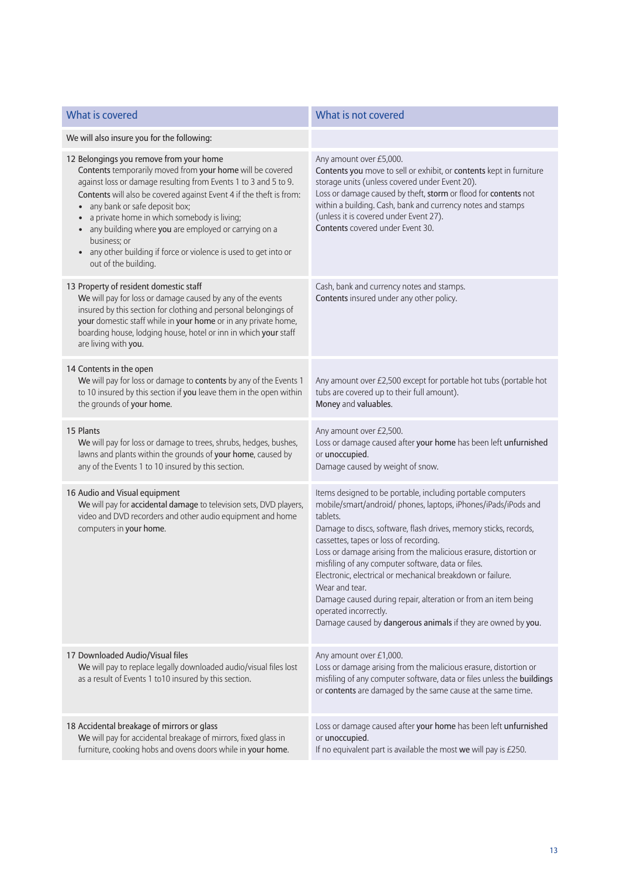| What is covered | What is not covered |
|---|---|
| We will also insure you for the following: | |
| 12 Belongings you remove from your home<br>**Contents** temporarily moved from **your home** will be covered against loss or damage resulting from Events 1 to 3 and 5 to 9. **Contents** will also be covered against Event 4 if the theft is from:<br>• any bank or safe deposit box;<br>• a private home in which somebody is living;<br>• any building where **you** are employed or carrying on a business; or<br>• any other building if force or violence is used to get into or out of the building. | Any amount over £5,000.<br>**Contents you** move to sell or exhibit, or **contents** kept in furniture storage units (unless covered under Event 20).<br>Loss or damage caused by theft, **storm** or flood for **contents** not within a building. Cash, bank and currency notes and stamps (unless it is covered under Event 27).<br>**Contents** covered under Event 30. |
| 13 Property of resident domestic staff<br>**We** will pay for loss or damage caused by any of the events insured by this section for clothing and personal belongings of **your** domestic staff while in **your home** or in any private home, boarding house, lodging house, hotel or inn in which **your** staff are living with **you**. | Cash, bank and currency notes and stamps.<br>**Contents** insured under any other policy. |
| 14 Contents in the open<br>**We** will pay for loss or damage to **contents** by any of the Events 1 to 10 insured by this section if **you** leave them in the open within the grounds of **your home**. | Any amount over £2,500 except for portable hot tubs (portable hot tubs are covered up to their full amount).<br>**Money** and **valuables**. |
| 15 Plants<br>**We** will pay for loss or damage to trees, shrubs, hedges, bushes, lawns and plants within the grounds of **your home**, caused by any of the Events 1 to 10 insured by this section. | Any amount over £2,500.<br>Loss or damage caused after **your home** has been left **unfurnished** or **unoccupied**.<br>Damage caused by weight of snow. |
| 16 Audio and Visual equipment<br>**We** will pay for **accidental damage** to television sets, DVD players, video and DVD recorders and other audio equipment and home computers in **your home**. | Items designed to be portable, including portable computers mobile/smart/android/ phones, laptops, iPhones/iPads/iPods and tablets.<br>Damage to discs, software, flash drives, memory sticks, records, cassettes, tapes or loss of recording.<br>Loss or damage arising from the malicious erasure, distortion or misfiling of any computer software, data or files.<br>Electronic, electrical or mechanical breakdown or failure.<br>Wear and tear.<br>Damage caused during repair, alteration or from an item being operated incorrectly.<br>Damage caused by **dangerous animals** if they are owned by **you**. |
| 17 Downloaded Audio/Visual files<br>**We** will pay to replace legally downloaded audio/visual files lost as a result of Events 1 to10 insured by this section. | Any amount over £1,000.<br>Loss or damage arising from the malicious erasure, distortion or misfiling of any computer software, data or files unless the **buildings** or **contents** are damaged by the same cause at the same time. |
| 18 Accidental breakage of mirrors or glass<br>**We** will pay for accidental breakage of mirrors, fixed glass in furniture, cooking hobs and ovens doors while in **your home**. | Loss or damage caused after **your home** has been left **unfurnished** or **unoccupied**.<br>If no equivalent part is available the most **we** will pay is £250. |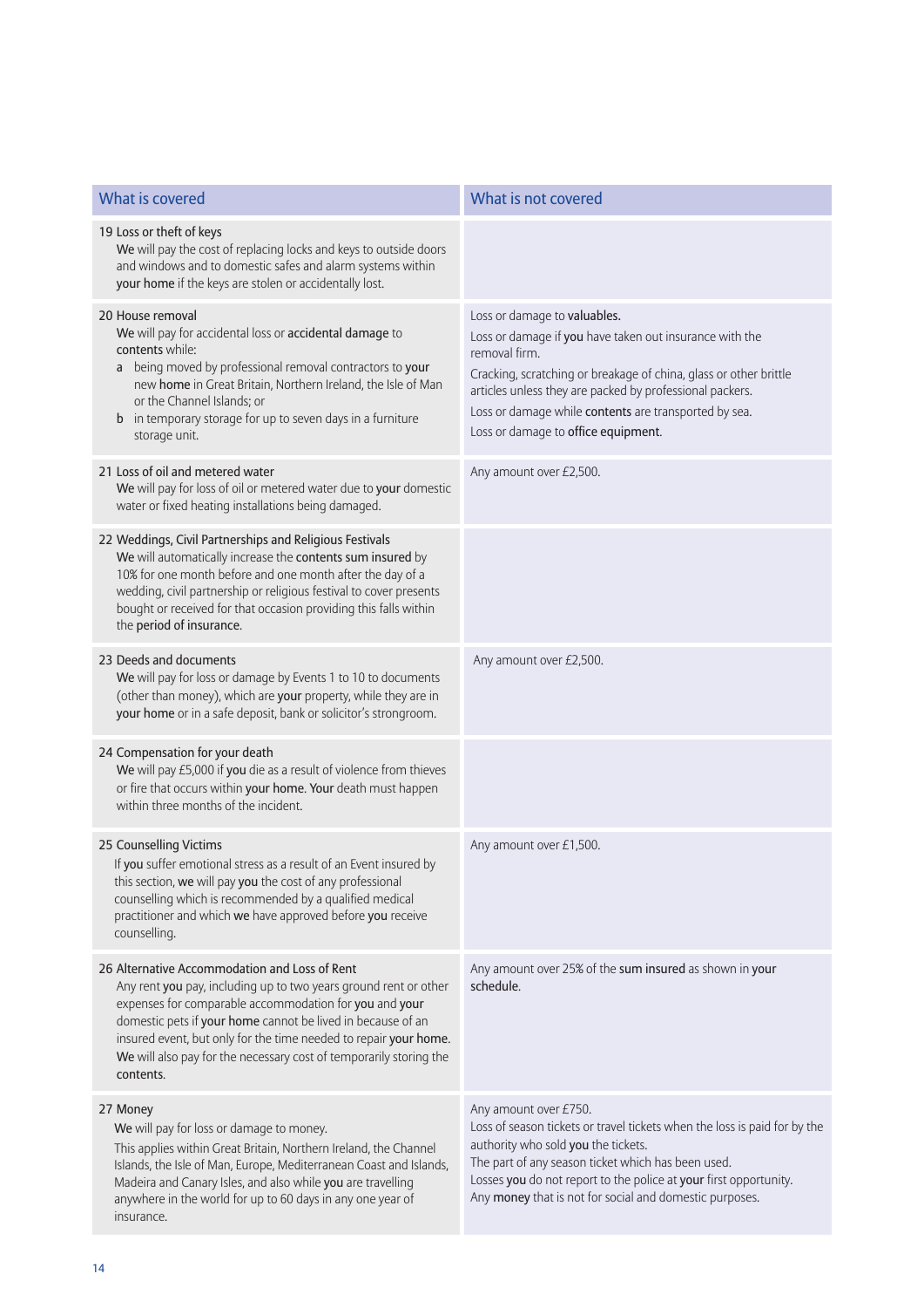| What is covered | What is not covered |
|---|---|
| 19 Loss or theft of keys<br>**We** will pay the cost of replacing locks and keys to outside doors and windows and to domestic safes and alarm systems within **your home** if the keys are stolen or accidentally lost. | |
| 20 House removal<br>**We** will pay for accidental loss or **accidental damage** to **contents** while:<br>a being moved by professional removal contractors to **your** new **home** in Great Britain, Northern Ireland, the Isle of Man or the Channel Islands; or<br>b in temporary storage for up to seven days in a furniture storage unit. | Loss or damage to **valuables.**<br>Loss or damage if **you** have taken out insurance with the removal firm.<br>Cracking, scratching or breakage of china, glass or other brittle articles unless they are packed by professional packers.<br>Loss or damage while **contents** are transported by sea.<br>Loss or damage to **office equipment**. |
| 21 Loss of oil and metered water<br>**We** will pay for loss of oil or metered water due to **your** domestic water or fixed heating installations being damaged. | Any amount over £2,500. |
| 22 Weddings, Civil Partnerships and Religious Festivals<br>**We** will automatically increase the **contents sum insured** by 10% for one month before and one month after the day of a wedding, civil partnership or religious festival to cover presents bought or received for that occasion providing this falls within the **period of insurance**. | |
| 23 Deeds and documents<br>**We** will pay for loss or damage by Events 1 to 10 to documents (other than money), which are **your** property, while they are in **your home** or in a safe deposit, bank or solicitor's strongroom. | Any amount over £2,500. |
| 24 Compensation for your death<br>**We** will pay £5,000 if **you** die as a result of violence from thieves or fire that occurs within **your home**. **Your** death must happen within three months of the incident. | |
| 25 Counselling Victims<br>If **you** suffer emotional stress as a result of an Event insured by this section, **we** will pay **you** the cost of any professional counselling which is recommended by a qualified medical practitioner and which **we** have approved before **you** receive counselling. | Any amount over £1,500. |
| 26 Alternative Accommodation and Loss of Rent<br>Any rent **you** pay, including up to two years ground rent or other expenses for comparable accommodation for **you** and **your** domestic pets if **your home** cannot be lived in because of an insured event, but only for the time needed to repair **your home**.<br>**We** will also pay for the necessary cost of temporarily storing the **contents**. | Any amount over 25% of the **sum insured** as shown in **your schedule**. |
| 27 Money<br>**We** will pay for loss or damage to money.<br>This applies within Great Britain, Northern Ireland, the Channel Islands, the Isle of Man, Europe, Mediterranean Coast and Islands, Madeira and Canary Isles, and also while **you** are travelling anywhere in the world for up to 60 days in any one year of insurance. | Any amount over £750.<br>Loss of season tickets or travel tickets when the loss is paid for by the authority who sold **you** the tickets.<br>The part of any season ticket which has been used.<br>Losses **you** do not report to the police at **your** first opportunity.<br>Any **money** that is not for social and domestic purposes. |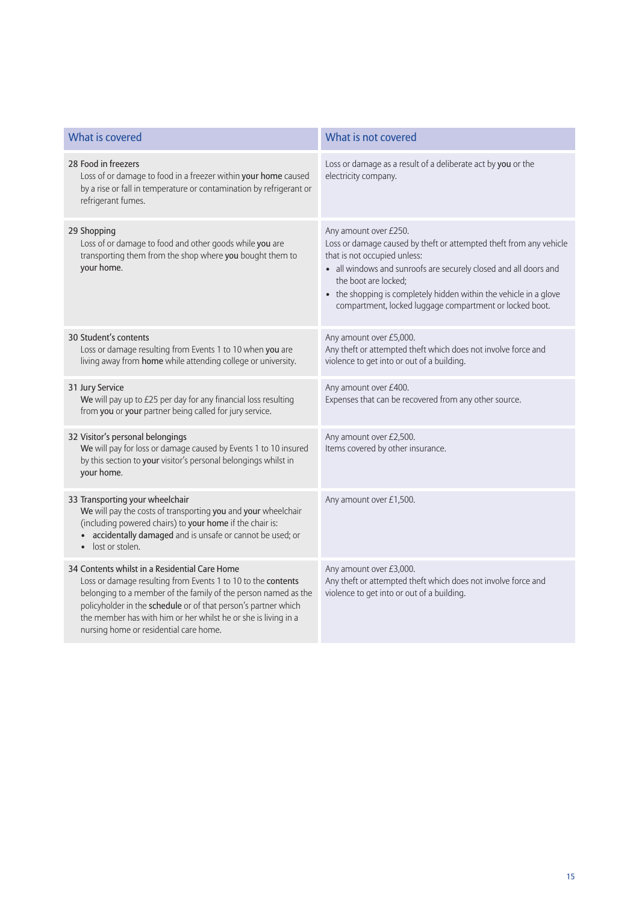| What is covered | What is not covered |
| --- | --- |
| 28 Food in freezers<br>Loss of or damage to food in a freezer within **your home** caused by a rise or fall in temperature or contamination by refrigerant or refrigerant fumes. | Loss or damage as a result of a deliberate act by **you** or the electricity company. |
| 29 Shopping<br>Loss of or damage to food and other goods while **you** are transporting them from the shop where **you** bought them to **your home**. | Any amount over £250.<br>Loss or damage caused by theft or attempted theft from any vehicle that is not occupied unless:<br>• all windows and sunroofs are securely closed and all doors and the boot are locked;<br>• the shopping is completely hidden within the vehicle in a glove compartment, locked luggage compartment or locked boot. |
| 30 Student's contents<br>Loss or damage resulting from Events 1 to 10 when **you** are living away from **home** while attending college or university. | Any amount over £5,000.<br>Any theft or attempted theft which does not involve force and violence to get into or out of a building. |
| 31 Jury Service<br>**We** will pay up to £25 per day for any financial loss resulting from **you** or **your** partner being called for jury service. | Any amount over £400.<br>Expenses that can be recovered from any other source. |
| 32 Visitor's personal belongings<br>**We** will pay for loss or damage caused by Events 1 to 10 insured by this section to **your** visitor's personal belongings whilst in **your home**. | Any amount over £2,500.<br>Items covered by other insurance. |
| 33 Transporting your wheelchair<br>**We** will pay the costs of transporting **you** and **your** wheelchair (including powered chairs) to **your home** if the chair is:<br>• **accidentally damaged** and is unsafe or cannot be used; or<br>• lost or stolen. | Any amount over £1,500. |
| 34 Contents whilst in a Residential Care Home<br>Loss or damage resulting from Events 1 to 10 to the **contents** belonging to a member of the family of the person named as the policyholder in the **schedule** or of that person's partner which the member has with him or her whilst he or she is living in a nursing home or residential care home. | Any amount over £3,000.<br>Any theft or attempted theft which does not involve force and violence to get into or out of a building. |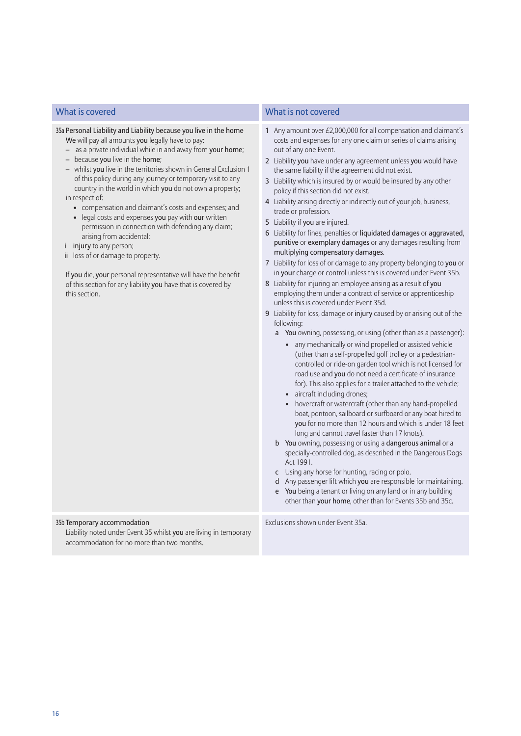| What is covered | What is not covered |
| --- | --- |
| **35a Personal Liability and Liability because you live in the home**<br>**We** will pay all amounts **you** legally have to pay:<br>– as a private individual while in and away from **your home**;<br>– because **you** live in the **home**;<br>– whilst **you** live in the territories shown in General Exclusion 1 of this policy during any journey or temporary visit to any country in the world in which **you** do not own a property;<br>in respect of:<br>• compensation and claimant's costs and expenses; and<br>• legal costs and expenses **you** pay with **our** written permission in connection with defending any claim;<br>arising from accidental:<br>i **injury** to any person;<br>ii loss of or damage to property.<br><br>If **you** die, **your** personal representative will have the benefit of this section for any liability **you** have that is covered by this section. | 1 Any amount over £2,000,000 for all compensation and claimant's costs and expenses for any one claim or series of claims arising out of any one Event.<br>2 Liability **you** have under any agreement unless **you** would have the same liability if the agreement did not exist.<br>3 Liability which is insured by or would be insured by any other policy if this section did not exist.<br>4 Liability arising directly or indirectly out of your job, business, trade or profession.<br>5 Liability if **you** are injured.<br>6 Liability for fines, penalties or **liquidated damages** or **aggravated**, **punitive** or **exemplary damages** or any damages resulting from **multiplying compensatory damages**.<br>7 Liability for loss of or damage to any property belonging to **you** or in **your** charge or control unless this is covered under Event 35b.<br>8 Liability for injuring an employee arising as a result of **you** employing them under a contract of service or apprenticeship unless this is covered under Event 35d.<br>9 Liability for loss, damage or **injury** caused by or arising out of the following:<br>a **You** owning, possessing, or using (other than as a passenger):<br>• any mechanically or wind propelled or assisted vehicle (other than a self-propelled golf trolley or a pedestrian-controlled or ride-on garden tool which is not licensed for road use and **you** do not need a certificate of insurance for). This also applies for a trailer attached to the vehicle;<br>• aircraft including drones;<br>• hovercraft or watercraft (other than any hand-propelled boat, pontoon, sailboard or surfboard or any boat hired to **you** for no more than 12 hours and which is under 18 feet long and cannot travel faster than 17 knots).<br>b **You** owning, possessing or using a **dangerous animal** or a specially-controlled dog, as described in the Dangerous Dogs Act 1991.<br>c Using any horse for hunting, racing or polo.<br>d Any passenger lift which **you** are responsible for maintaining.<br>e **You** being a tenant or living on any land or in any building other than **your home**, other than for Events 35b and 35c. |
| **35b Temporary accommodation**<br>Liability noted under Event 35 whilst **you** are living in temporary accommodation for no more than two months. | Exclusions shown under Event 35a. |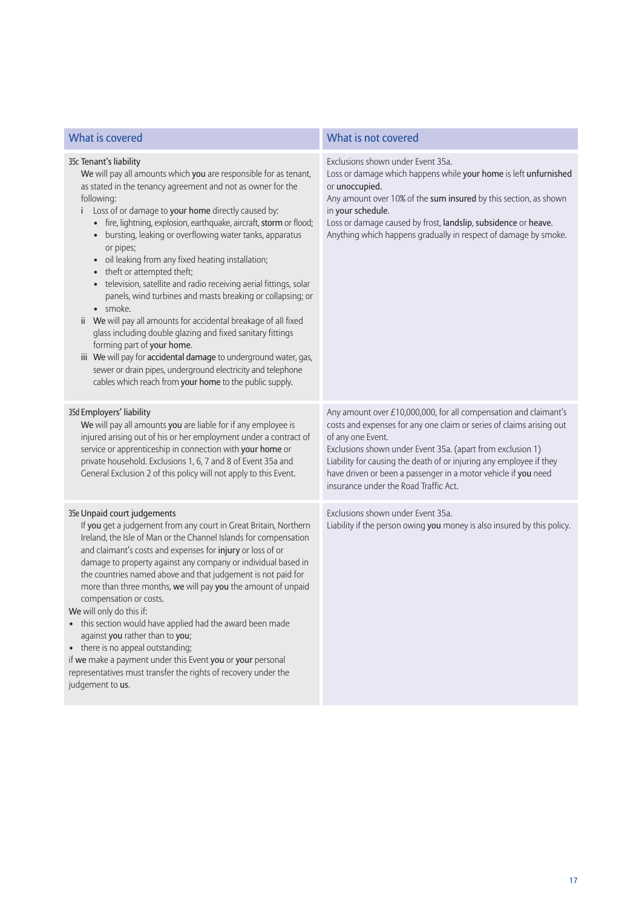| What is covered | What is not covered |
|---|---|
| 35c Tenant's liability<br>**We** will pay all amounts which **you** are responsible for as tenant, as stated in the tenancy agreement and not as owner for the following:<br>i Loss of or damage to **your home** directly caused by:<br>• fire, lightning, explosion, earthquake, aircraft, **storm** or flood;<br>• bursting, leaking or overflowing water tanks, apparatus or pipes;<br>• oil leaking from any fixed heating installation;<br>• theft or attempted theft;<br>• television, satellite and radio receiving aerial fittings, solar panels, wind turbines and masts breaking or collapsing; or<br>• smoke.<br>ii **We** will pay all amounts for accidental breakage of all fixed glass including double glazing and fixed sanitary fittings forming part of **your home**.<br>iii **We** will pay for **accidental damage** to underground water, gas, sewer or drain pipes, underground electricity and telephone cables which reach from **your home** to the public supply. | Exclusions shown under Event 35a.<br>Loss or damage which happens while **your home** is left **unfurnished** or **unoccupied**.<br>Any amount over 10% of the **sum insured** by this section, as shown in **your schedule**.<br>Loss or damage caused by frost, **landslip**, **subsidence** or **heave**.<br>Anything which happens gradually in respect of damage by smoke. |
| 35d Employers' liability<br>**We** will pay all amounts **you** are liable for if any employee is injured arising out of his or her employment under a contract of service or apprenticeship in connection with **your home** or private household. Exclusions 1, 6, 7 and 8 of Event 35a and General Exclusion 2 of this policy will not apply to this Event. | Any amount over £10,000,000, for all compensation and claimant's costs and expenses for any one claim or series of claims arising out of any one Event.<br>Exclusions shown under Event 35a. (apart from exclusion 1)<br>Liability for causing the death of or injuring any employee if they have driven or been a passenger in a motor vehicle if **you** need insurance under the Road Traffic Act. |
| 35e Unpaid court judgements<br>If **you** get a judgement from any court in Great Britain, Northern Ireland, the Isle of Man or the Channel Islands for compensation and claimant's costs and expenses for **injury** or loss of or damage to property against any company or individual based in the countries named above and that judgement is not paid for more than three months, **we** will pay **you** the amount of unpaid compensation or costs.<br>**We** will only do this if:<br>• this section would have applied had the award been made against **you** rather than to **you**;<br>• there is no appeal outstanding;<br>if **we** make a payment under this Event **you** or **your** personal representatives must transfer the rights of recovery under the judgement to **us**. | Exclusions shown under Event 35a.<br>Liability if the person owing **you** money is also insured by this policy. |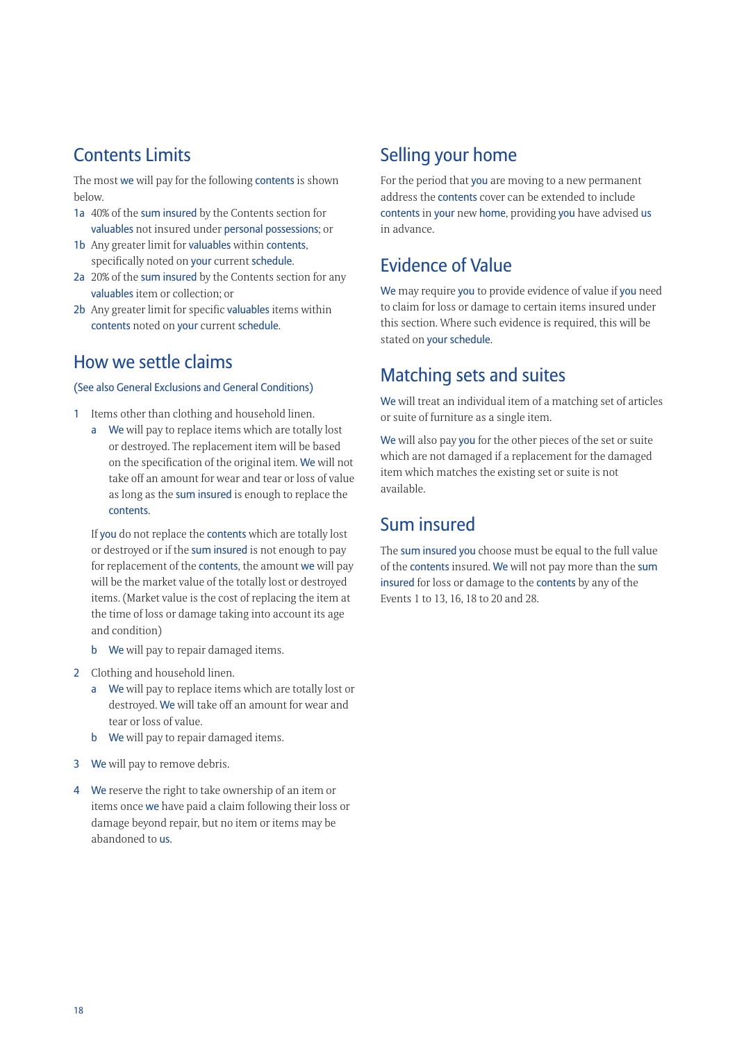## Contents Limits

The most we will pay for the following contents is shown below.

1a 40% of the sum insured by the Contents section for valuables not insured under personal possessions; or

1b Any greater limit for valuables within contents, specifically noted on your current schedule.

2a 20% of the sum insured by the Contents section for any valuables item or collection; or

2b Any greater limit for specific valuables items within contents noted on your current schedule.

## How we settle claims

(See also General Exclusions and General Conditions)

1 Items other than clothing and household linen.

   a We will pay to replace items which are totally lost or destroyed. The replacement item will be based on the specification of the original item. We will not take off an amount for wear and tear or loss of value as long as the sum insured is enough to replace the contents.

   If you do not replace the contents which are totally lost or destroyed or if the sum insured is not enough to pay for replacement of the contents, the amount we will pay will be the market value of the totally lost or destroyed items. (Market value is the cost of replacing the item at the time of loss or damage taking into account its age and condition)

   b We will pay to repair damaged items.

2 Clothing and household linen.

   a We will pay to replace items which are totally lost or destroyed. We will take off an amount for wear and tear or loss of value.

   b We will pay to repair damaged items.

3 We will pay to remove debris.

4 We reserve the right to take ownership of an item or items once we have paid a claim following their loss or damage beyond repair, but no item or items may be abandoned to us.

## Selling your home

For the period that you are moving to a new permanent address the contents cover can be extended to include contents in your new home, providing you have advised us in advance.

## Evidence of Value

We may require you to provide evidence of value if you need to claim for loss or damage to certain items insured under this section. Where such evidence is required, this will be stated on your schedule.

## Matching sets and suites

We will treat an individual item of a matching set of articles or suite of furniture as a single item.

We will also pay you for the other pieces of the set or suite which are not damaged if a replacement for the damaged item which matches the existing set or suite is not available.

## Sum insured

The sum insured you choose must be equal to the full value of the contents insured. We will not pay more than the sum insured for loss or damage to the contents by any of the Events 1 to 13, 16, 18 to 20 and 28.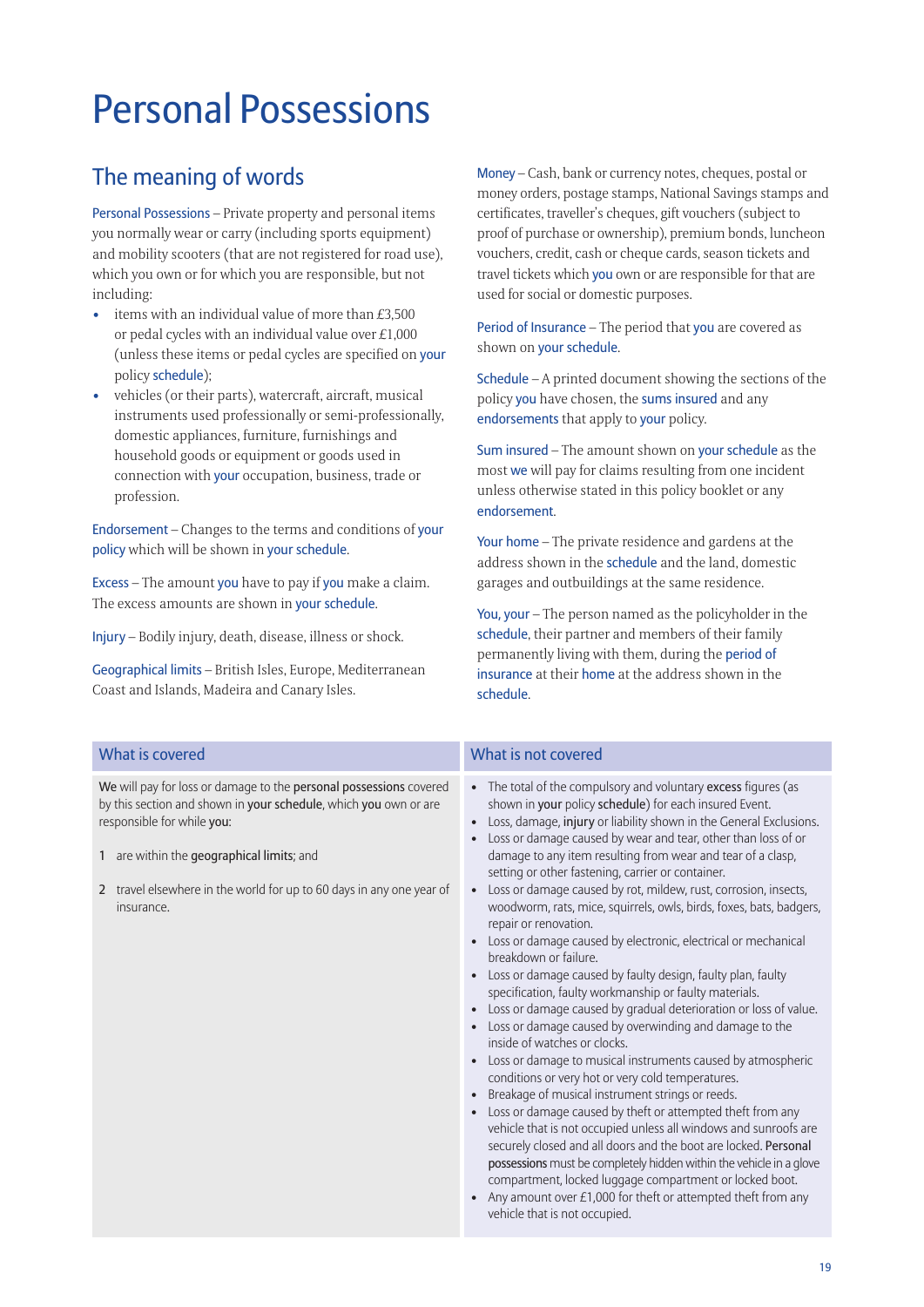# Personal Possessions

## The meaning of words

Personal Possessions – Private property and personal items you normally wear or carry (including sports equipment) and mobility scooters (that are not registered for road use), which you own or for which you are responsible, but not including:

- items with an individual value of more than £3,500 or pedal cycles with an individual value over £1,000 (unless these items or pedal cycles are specified on your policy schedule);
- vehicles (or their parts), watercraft, aircraft, musical instruments used professionally or semi-professionally, domestic appliances, furniture, furnishings and household goods or equipment or goods used in connection with your occupation, business, trade or profession.

Endorsement – Changes to the terms and conditions of your policy which will be shown in your schedule.

Excess – The amount you have to pay if you make a claim. The excess amounts are shown in your schedule.

Injury – Bodily injury, death, disease, illness or shock.

Geographical limits – British Isles, Europe, Mediterranean Coast and Islands, Madeira and Canary Isles.

Money – Cash, bank or currency notes, cheques, postal or money orders, postage stamps, National Savings stamps and certificates, traveller's cheques, gift vouchers (subject to proof of purchase or ownership), premium bonds, luncheon vouchers, credit, cash or cheque cards, season tickets and travel tickets which you own or are responsible for that are used for social or domestic purposes.

Period of Insurance – The period that you are covered as shown on your schedule.

Schedule – A printed document showing the sections of the policy you have chosen, the sums insured and any endorsements that apply to your policy.

Sum insured – The amount shown on your schedule as the most we will pay for claims resulting from one incident unless otherwise stated in this policy booklet or any endorsement.

Your home – The private residence and gardens at the address shown in the schedule and the land, domestic garages and outbuildings at the same residence.

You, your – The person named as the policyholder in the schedule, their partner and members of their family permanently living with them, during the period of insurance at their home at the address shown in the schedule.

### What is covered

**We** will pay for loss or damage to the **personal possessions** covered by this section and shown in **your schedule**, which **you** own or are responsible for while **you**:

1. are within the **geographical limits**; and
2. travel elsewhere in the world for up to 60 days in any one year of insurance.

### What is not covered

- The total of the compulsory and voluntary **excess** figures (as shown in **your** policy **schedule**) for each insured Event.
- Loss, damage, **injury** or liability shown in the General Exclusions.
- Loss or damage caused by wear and tear, other than loss of or damage to any item resulting from wear and tear of a clasp, setting or other fastening, carrier or container.
- Loss or damage caused by rot, mildew, rust, corrosion, insects, woodworm, rats, mice, squirrels, owls, birds, foxes, bats, badgers, repair or renovation.
- Loss or damage caused by electronic, electrical or mechanical breakdown or failure.
- Loss or damage caused by faulty design, faulty plan, faulty specification, faulty workmanship or faulty materials.
- Loss or damage caused by gradual deterioration or loss of value.
- Loss or damage caused by overwinding and damage to the inside of watches or clocks.
- Loss or damage to musical instruments caused by atmospheric conditions or very hot or very cold temperatures.
- Breakage of musical instrument strings or reeds.
- Loss or damage caused by theft or attempted theft from any vehicle that is not occupied unless all windows and sunroofs are securely closed and all doors and the boot are locked. **Personal possessions** must be completely hidden within the vehicle in a glove compartment, locked luggage compartment or locked boot.
- Any amount over £1,000 for theft or attempted theft from any vehicle that is not occupied.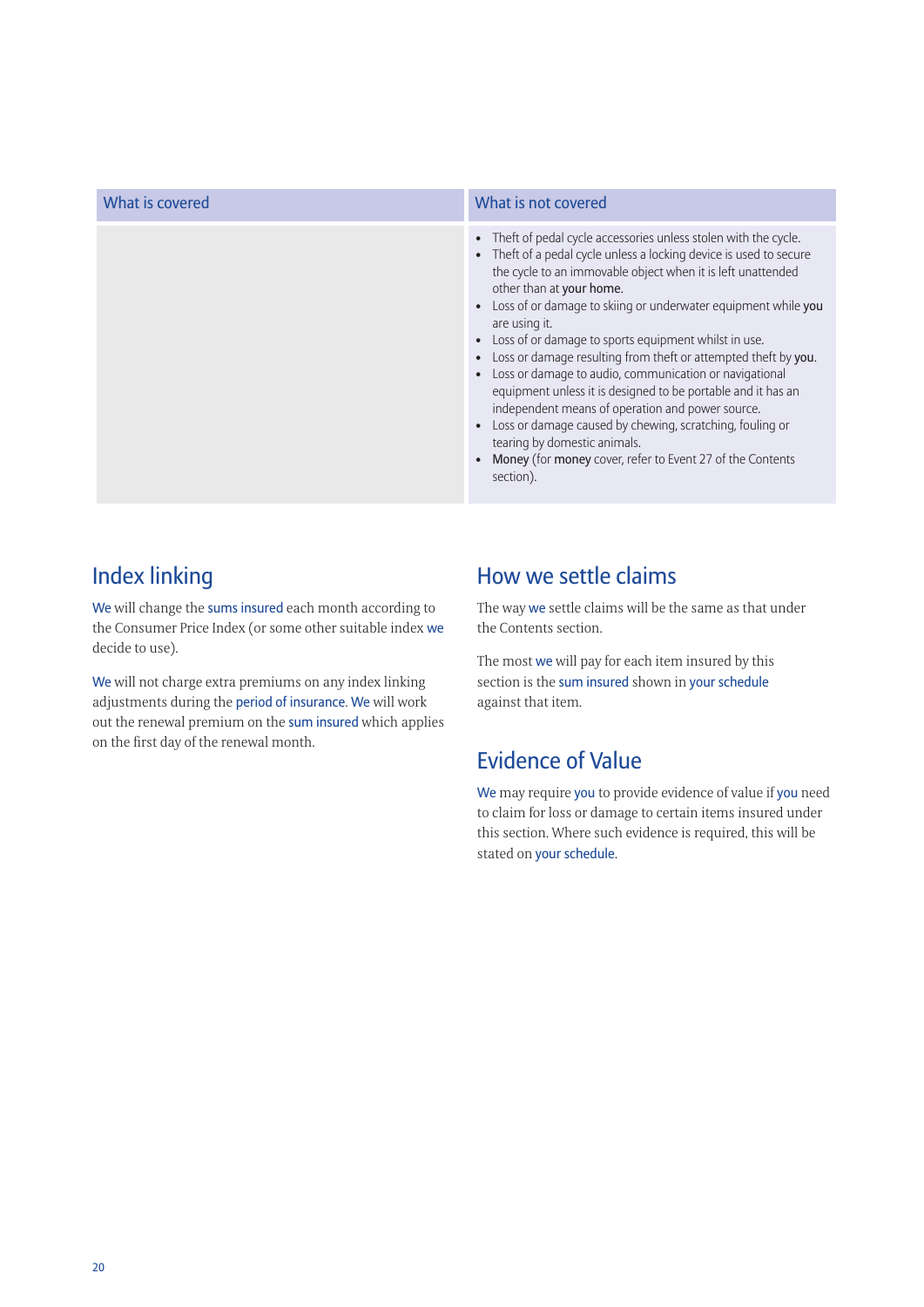| What is covered | What is not covered |
| --- | --- |
| | • Theft of pedal cycle accessories unless stolen with the cycle.<br>• Theft of a pedal cycle unless a locking device is used to secure the cycle to an immovable object when it is left unattended other than at **your home**.<br>• Loss of or damage to skiing or underwater equipment while **you** are using it.<br>• Loss of or damage to sports equipment whilst in use.<br>• Loss or damage resulting from theft or attempted theft by **you**.<br>• Loss or damage to audio, communication or navigational equipment unless it is designed to be portable and it has an independent means of operation and power source.<br>• Loss or damage caused by chewing, scratching, fouling or tearing by domestic animals.<br>• **Money** (for **money** cover, refer to Event 27 of the Contents section). |

## Index linking

We will change the sums insured each month according to the Consumer Price Index (or some other suitable index we decide to use).

We will not charge extra premiums on any index linking adjustments during the period of insurance. We will work out the renewal premium on the sum insured which applies on the first day of the renewal month.

## How we settle claims

The way we settle claims will be the same as that under the Contents section.

The most we will pay for each item insured by this section is the sum insured shown in your schedule against that item.

## Evidence of Value

We may require you to provide evidence of value if you need to claim for loss or damage to certain items insured under this section. Where such evidence is required, this will be stated on your schedule.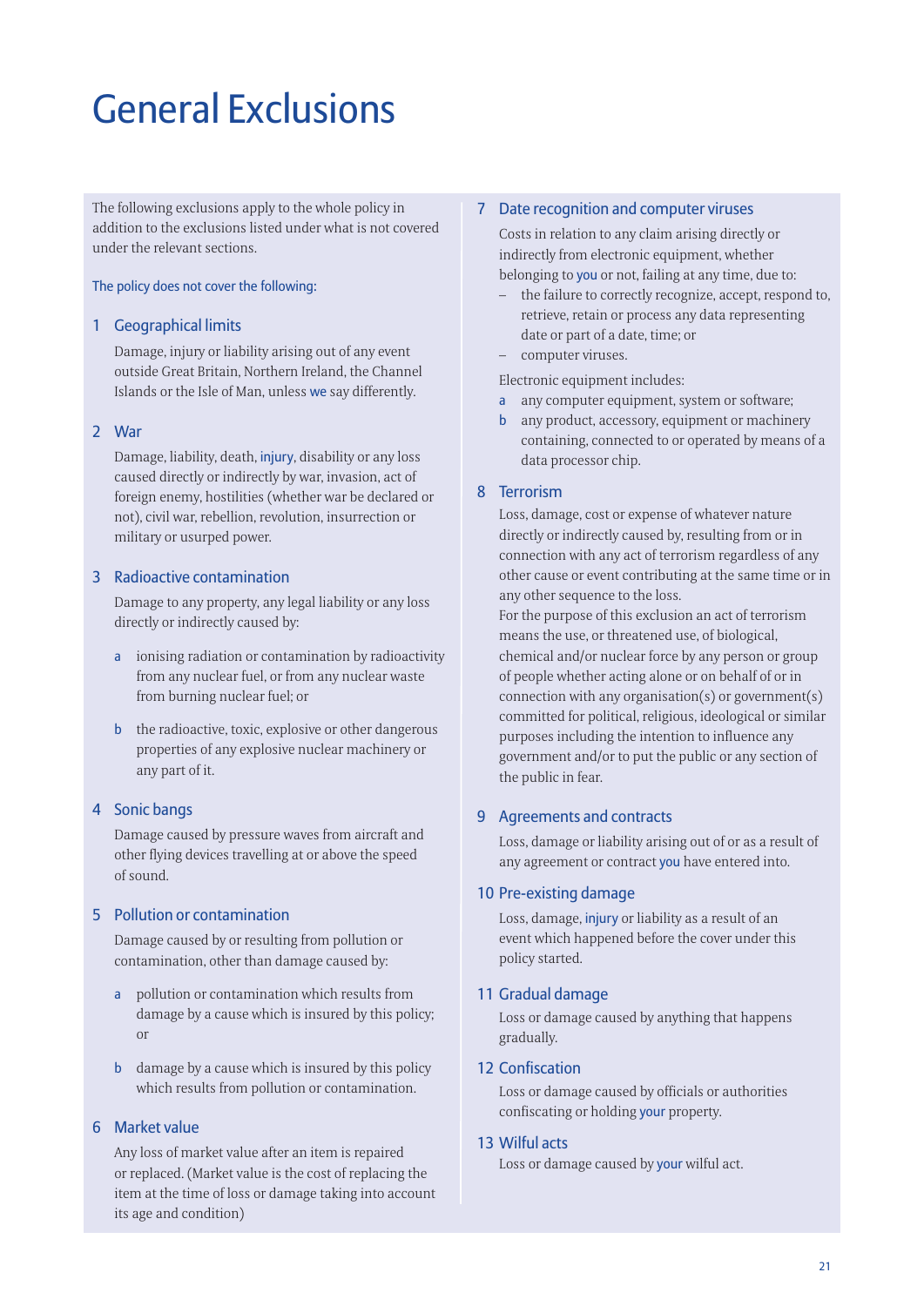# General Exclusions

The following exclusions apply to the whole policy in addition to the exclusions listed under what is not covered under the relevant sections.

The policy does not cover the following:

## 1 Geographical limits

Damage, injury or liability arising out of any event outside Great Britain, Northern Ireland, the Channel Islands or the Isle of Man, unless we say differently.

## 2 War

Damage, liability, death, injury, disability or any loss caused directly or indirectly by war, invasion, act of foreign enemy, hostilities (whether war be declared or not), civil war, rebellion, revolution, insurrection or military or usurped power.

## 3 Radioactive contamination

Damage to any property, any legal liability or any loss directly or indirectly caused by:

a ionising radiation or contamination by radioactivity from any nuclear fuel, or from any nuclear waste from burning nuclear fuel; or

b the radioactive, toxic, explosive or other dangerous properties of any explosive nuclear machinery or any part of it.

## 4 Sonic bangs

Damage caused by pressure waves from aircraft and other flying devices travelling at or above the speed of sound.

## 5 Pollution or contamination

Damage caused by or resulting from pollution or contamination, other than damage caused by:

a pollution or contamination which results from damage by a cause which is insured by this policy; or

b damage by a cause which is insured by this policy which results from pollution or contamination.

## 6 Market value

Any loss of market value after an item is repaired or replaced. (Market value is the cost of replacing the item at the time of loss or damage taking into account its age and condition)

## 7 Date recognition and computer viruses

Costs in relation to any claim arising directly or indirectly from electronic equipment, whether belonging to you or not, failing at any time, due to:

- the failure to correctly recognize, accept, respond to, retrieve, retain or process any data representing date or part of a date, time; or
- computer viruses.

Electronic equipment includes:

a any computer equipment, system or software;

b any product, accessory, equipment or machinery containing, connected to or operated by means of a data processor chip.

## 8 Terrorism

Loss, damage, cost or expense of whatever nature directly or indirectly caused by, resulting from or in connection with any act of terrorism regardless of any other cause or event contributing at the same time or in any other sequence to the loss.

For the purpose of this exclusion an act of terrorism means the use, or threatened use, of biological, chemical and/or nuclear force by any person or group of people whether acting alone or on behalf of or in connection with any organisation(s) or government(s) committed for political, religious, ideological or similar purposes including the intention to influence any government and/or to put the public or any section of the public in fear.

## 9 Agreements and contracts

Loss, damage or liability arising out of or as a result of any agreement or contract you have entered into.

## 10 Pre-existing damage

Loss, damage, injury or liability as a result of an event which happened before the cover under this policy started.

## 11 Gradual damage

Loss or damage caused by anything that happens gradually.

## 12 Confiscation

Loss or damage caused by officials or authorities confiscating or holding your property.

## 13 Wilful acts

Loss or damage caused by your wilful act.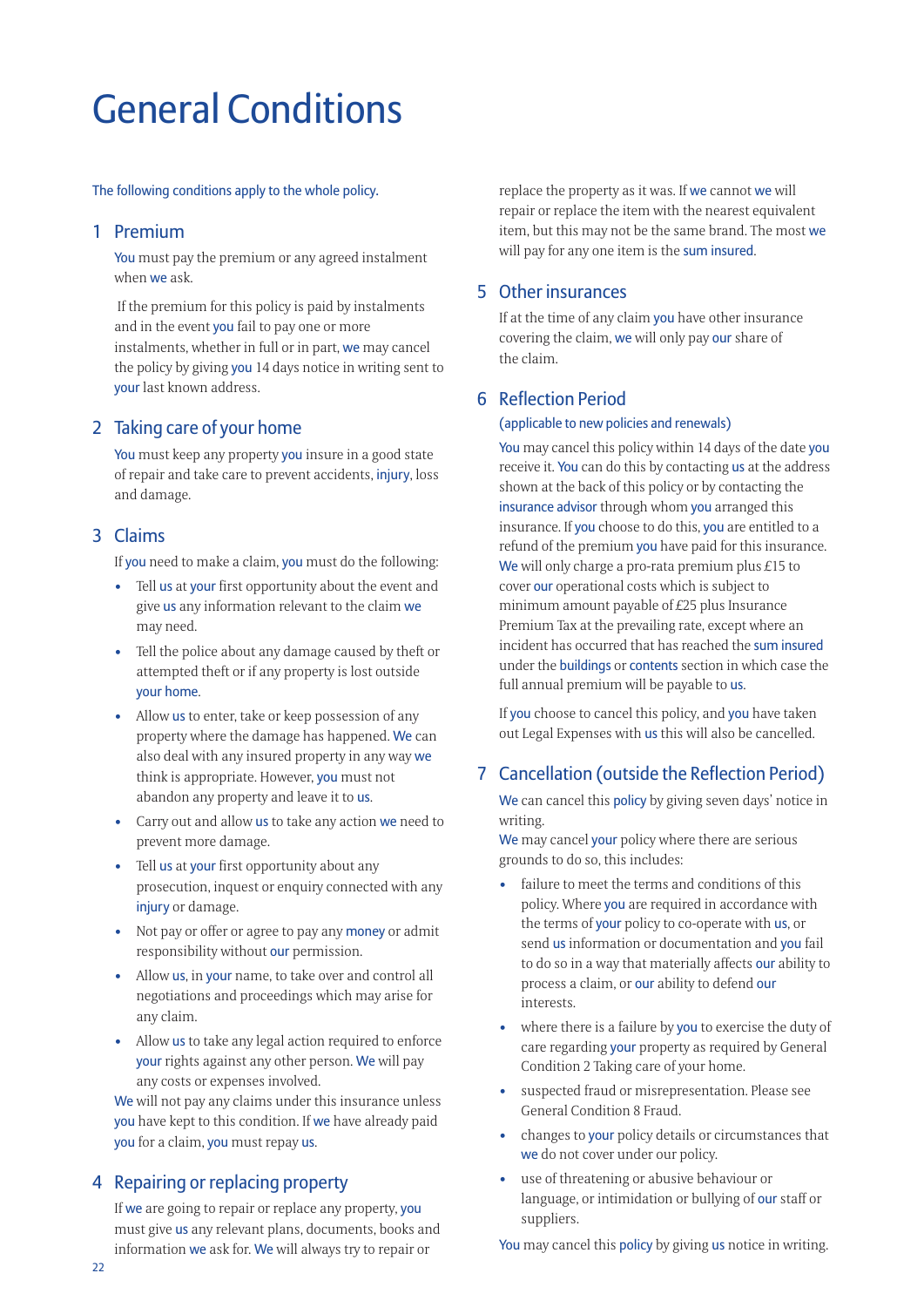# General Conditions

The following conditions apply to the whole policy.

## 1 Premium

You must pay the premium or any agreed instalment when we ask.

If the premium for this policy is paid by instalments and in the event you fail to pay one or more instalments, whether in full or in part, we may cancel the policy by giving you 14 days notice in writing sent to your last known address.

## 2 Taking care of your home

You must keep any property you insure in a good state of repair and take care to prevent accidents, injury, loss and damage.

## 3 Claims

If you need to make a claim, you must do the following:

- Tell us at your first opportunity about the event and give us any information relevant to the claim we may need.
- Tell the police about any damage caused by theft or attempted theft or if any property is lost outside your home.
- Allow us to enter, take or keep possession of any property where the damage has happened. We can also deal with any insured property in any way we think is appropriate. However, you must not abandon any property and leave it to us.
- Carry out and allow us to take any action we need to prevent more damage.
- Tell us at your first opportunity about any prosecution, inquest or enquiry connected with any injury or damage.
- Not pay or offer or agree to pay any money or admit responsibility without our permission.
- Allow us, in your name, to take over and control all negotiations and proceedings which may arise for any claim.
- Allow us to take any legal action required to enforce your rights against any other person. We will pay any costs or expenses involved.

We will not pay any claims under this insurance unless you have kept to this condition. If we have already paid you for a claim, you must repay us.

## 4 Repairing or replacing property

If we are going to repair or replace any property, you must give us any relevant plans, documents, books and information we ask for. We will always try to repair or replace the property as it was. If we cannot we will repair or replace the item with the nearest equivalent item, but this may not be the same brand. The most we will pay for any one item is the sum insured.

## 5 Other insurances

If at the time of any claim you have other insurance covering the claim, we will only pay our share of the claim.

## 6 Reflection Period

(applicable to new policies and renewals)

You may cancel this policy within 14 days of the date you receive it. You can do this by contacting us at the address shown at the back of this policy or by contacting the insurance advisor through whom you arranged this insurance. If you choose to do this, you are entitled to a refund of the premium you have paid for this insurance. We will only charge a pro-rata premium plus £15 to cover our operational costs which is subject to minimum amount payable of £25 plus Insurance Premium Tax at the prevailing rate, except where an incident has occurred that has reached the sum insured under the buildings or contents section in which case the full annual premium will be payable to us.

If you choose to cancel this policy, and you have taken out Legal Expenses with us this will also be cancelled.

## 7 Cancellation (outside the Reflection Period)

We can cancel this policy by giving seven days' notice in writing.

We may cancel your policy where there are serious grounds to do so, this includes:

- failure to meet the terms and conditions of this policy. Where you are required in accordance with the terms of your policy to co-operate with us, or send us information or documentation and you fail to do so in a way that materially affects our ability to process a claim, or our ability to defend our interests.
- where there is a failure by you to exercise the duty of care regarding your property as required by General Condition 2 Taking care of your home.
- suspected fraud or misrepresentation. Please see General Condition 8 Fraud.
- changes to your policy details or circumstances that we do not cover under our policy.
- use of threatening or abusive behaviour or language, or intimidation or bullying of our staff or suppliers.

You may cancel this policy by giving us notice in writing.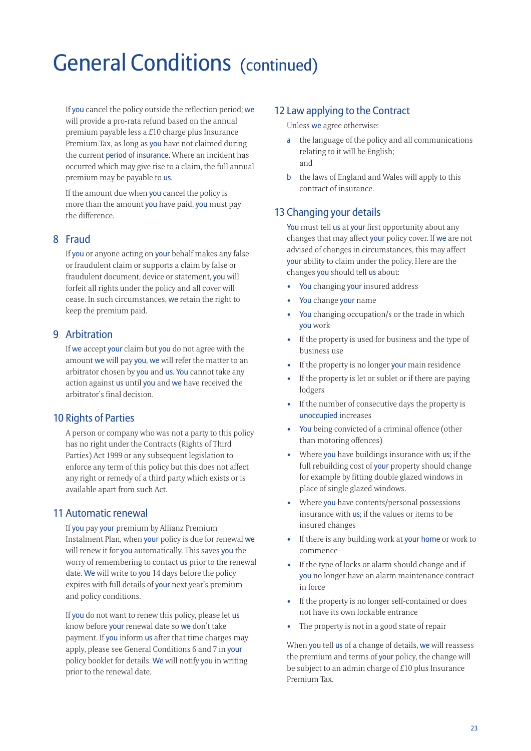#  General Conditions (continued)

If you cancel the policy outside the reflection period; we will provide a pro-rata refund based on the annual premium payable less a £10 charge plus Insurance Premium Tax, as long as you have not claimed during the current period of insurance. Where an incident has occurred which may give rise to a claim, the full annual premium may be payable to us.

If the amount due when you cancel the policy is more than the amount you have paid, you must pay the difference.

## 8 Fraud

If you or anyone acting on your behalf makes any false or fraudulent claim or supports a claim by false or fraudulent document, device or statement, you will forfeit all rights under the policy and all cover will cease. In such circumstances, we retain the right to keep the premium paid.

## 9 Arbitration

If we accept your claim but you do not agree with the amount we will pay you, we will refer the matter to an arbitrator chosen by you and us. You cannot take any action against us until you and we have received the arbitrator's final decision.

## 10 Rights of Parties

A person or company who was not a party to this policy has no right under the Contracts (Rights of Third Parties) Act 1999 or any subsequent legislation to enforce any term of this policy but this does not affect any right or remedy of a third party which exists or is available apart from such Act.

## 11 Automatic renewal

If you pay your premium by Allianz Premium Instalment Plan, when your policy is due for renewal we will renew it for you automatically. This saves you the worry of remembering to contact us prior to the renewal date. We will write to you 14 days before the policy expires with full details of your next year's premium and policy conditions.

If you do not want to renew this policy, please let us know before your renewal date so we don't take payment. If you inform us after that time charges may apply, please see General Conditions 6 and 7 in your policy booklet for details. We will notify you in writing prior to the renewal date.

## 12 Law applying to the Contract

Unless we agree otherwise:

a the language of the policy and all communications relating to it will be English;
and

b the laws of England and Wales will apply to this contract of insurance.

## 13 Changing your details

You must tell us at your first opportunity about any changes that may affect your policy cover. If we are not advised of changes in circumstances, this may affect your ability to claim under the policy. Here are the changes you should tell us about:

- You changing your insured address
- You change your name
- You changing occupation/s or the trade in which you work
- If the property is used for business and the type of business use
- If the property is no longer your main residence
- If the property is let or sublet or if there are paying lodgers
- If the number of consecutive days the property is unoccupied increases
- You being convicted of a criminal offence (other than motoring offences)
- Where you have buildings insurance with us; if the full rebuilding cost of your property should change for example by fitting double glazed windows in place of single glazed windows.
- Where you have contents/personal possessions insurance with us; if the values or items to be insured changes
- If there is any building work at your home or work to commence
- If the type of locks or alarm should change and if you no longer have an alarm maintenance contract in force
- If the property is no longer self-contained or does not have its own lockable entrance
- The property is not in a good state of repair

When you tell us of a change of details, we will reassess the premium and terms of your policy, the change will be subject to an admin charge of £10 plus Insurance Premium Tax.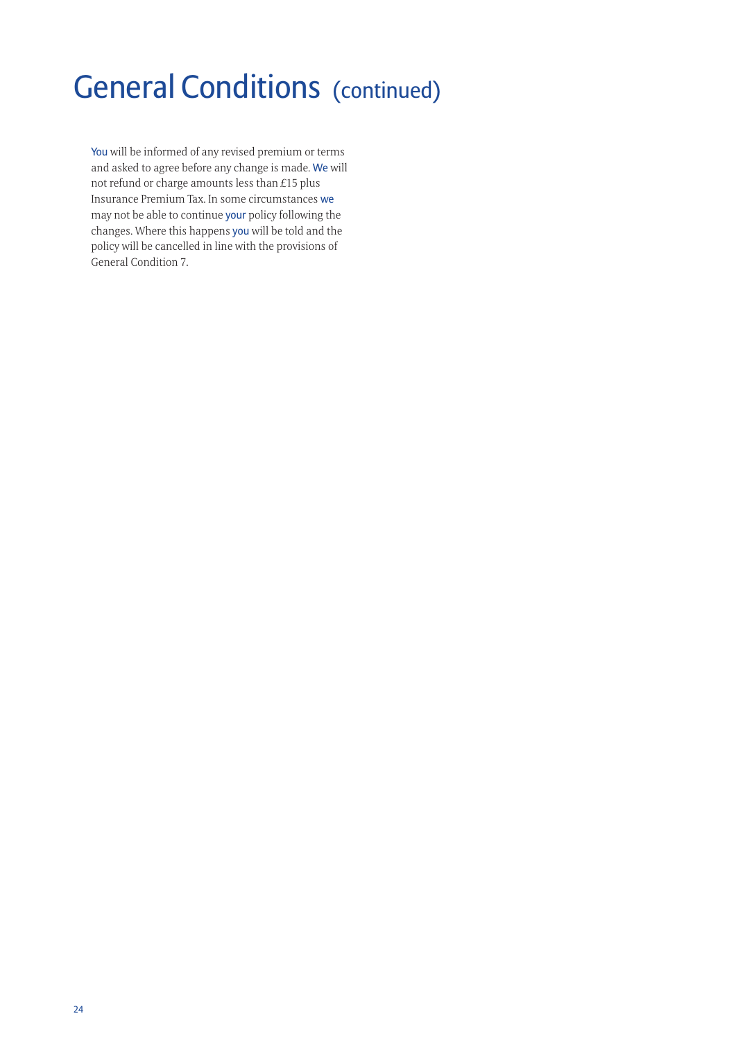# General Conditions (continued)

You will be informed of any revised premium or terms and asked to agree before any change is made. We will not refund or charge amounts less than £15 plus Insurance Premium Tax. In some circumstances we may not be able to continue your policy following the changes. Where this happens you will be told and the policy will be cancelled in line with the provisions of General Condition 7.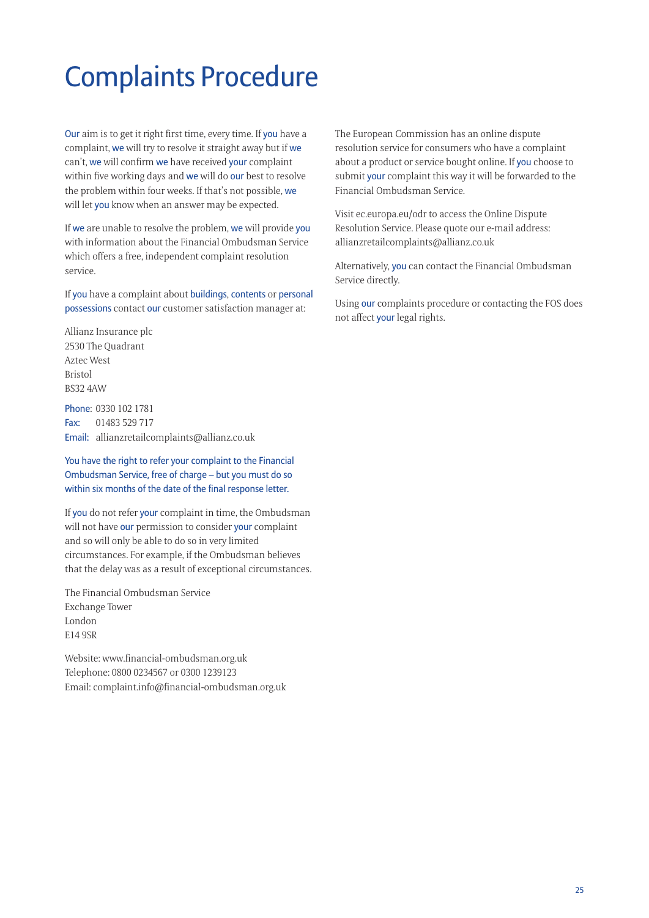# Complaints Procedure

Our aim is to get it right first time, every time. If you have a complaint, we will try to resolve it straight away but if we can't, we will confirm we have received your complaint within five working days and we will do our best to resolve the problem within four weeks. If that's not possible, we will let you know when an answer may be expected.

If we are unable to resolve the problem, we will provide you with information about the Financial Ombudsman Service which offers a free, independent complaint resolution service.

If you have a complaint about buildings, contents or personal possessions contact our customer satisfaction manager at:

Allianz Insurance plc
2530 The Quadrant
Aztec West
Bristol
BS32 4AW

Phone: 0330 102 1781
Fax: 01483 529 717
Email: allianzretailcomplaints@allianz.co.uk

You have the right to refer your complaint to the Financial Ombudsman Service, free of charge – but you must do so within six months of the date of the final response letter.

If you do not refer your complaint in time, the Ombudsman will not have our permission to consider your complaint and so will only be able to do so in very limited circumstances. For example, if the Ombudsman believes that the delay was as a result of exceptional circumstances.

The Financial Ombudsman Service
Exchange Tower
London
E14 9SR

Website: www.financial-ombudsman.org.uk
Telephone: 0800 0234567 or 0300 1239123
Email: complaint.info@financial-ombudsman.org.uk

The European Commission has an online dispute resolution service for consumers who have a complaint about a product or service bought online. If you choose to submit your complaint this way it will be forwarded to the Financial Ombudsman Service.

Visit ec.europa.eu/odr to access the Online Dispute Resolution Service. Please quote our e-mail address: allianzretailcomplaints@allianz.co.uk

Alternatively, you can contact the Financial Ombudsman Service directly.

Using our complaints procedure or contacting the FOS does not affect your legal rights.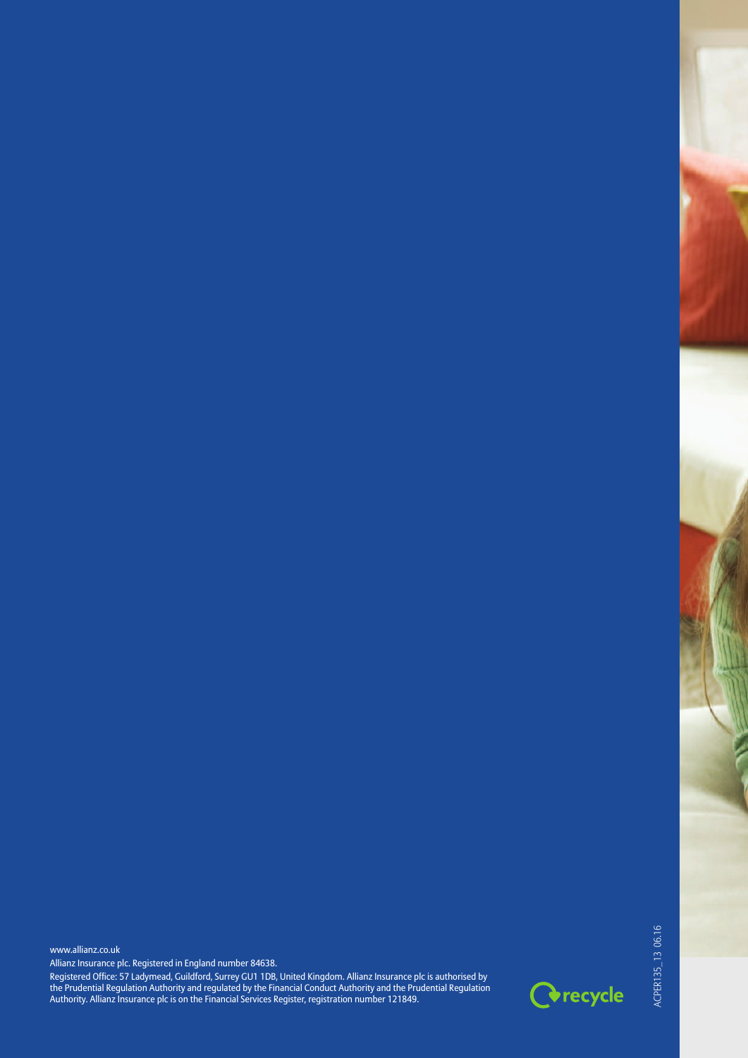www.allianz.co.uk

Allianz Insurance plc. Registered in England number 84638.

Registered Office: 57 Ladymead, Guildford, Surrey GU1 1DB, United Kingdom. Allianz Insurance plc is authorised by the Prudential Regulation Authority and regulated by the Financial Conduct Authority and the Prudential Regulation Authority. Allianz Insurance plc is on the Financial Services Register, registration number 121849.

recycle

ACPER135_13 06.16